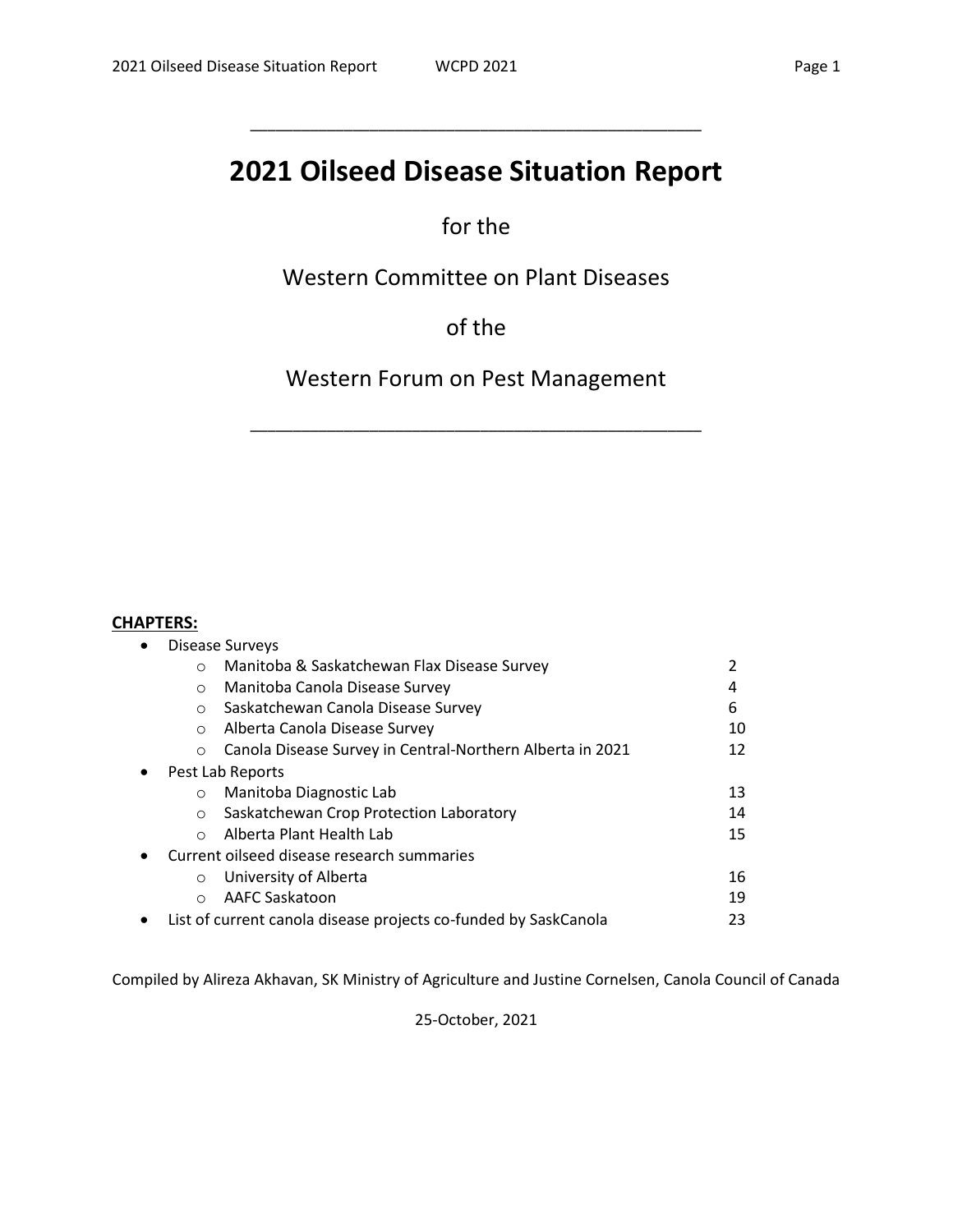# 2021 Oilseed Disease Situation Report

for the

Western Committee on Plant Diseases

of the

Western Forum on Pest Management

**CHAPTERS:**

- Disease Surveys
  - Manitoba & Saskatchewan Flax Disease Survey 2
  - Manitoba Canola Disease Survey 4
  - Saskatchewan Canola Disease Survey 6
  - Alberta Canola Disease Survey 10
  - Canola Disease Survey in Central-Northern Alberta in 2021 12
- Pest Lab Reports
  - Manitoba Diagnostic Lab 13
  - Saskatchewan Crop Protection Laboratory 14
  - Alberta Plant Health Lab 15
- Current oilseed disease research summaries
  - University of Alberta 16
  - AAFC Saskatoon 19
- List of current canola disease projects co-funded by SaskCanola 23

Compiled by Alireza Akhavan, SK Ministry of Agriculture and Justine Cornelsen, Canola Council of Canada

25-October, 2021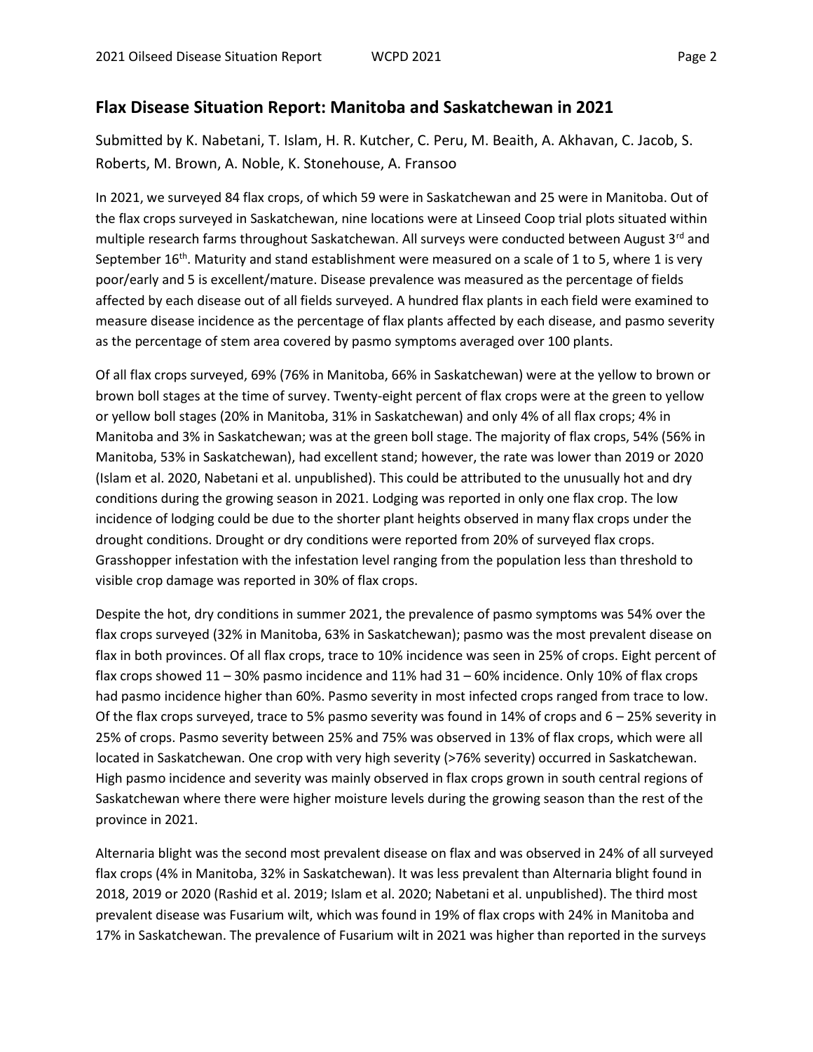## Flax Disease Situation Report: Manitoba and Saskatchewan in 2021

Submitted by K. Nabetani, T. Islam, H. R. Kutcher, C. Peru, M. Beaith, A. Akhavan, C. Jacob, S. Roberts, M. Brown, A. Noble, K. Stonehouse, A. Fransoo

In 2021, we surveyed 84 flax crops, of which 59 were in Saskatchewan and 25 were in Manitoba. Out of the flax crops surveyed in Saskatchewan, nine locations were at Linseed Coop trial plots situated within multiple research farms throughout Saskatchewan. All surveys were conducted between August 3rd and September 16th. Maturity and stand establishment were measured on a scale of 1 to 5, where 1 is very poor/early and 5 is excellent/mature. Disease prevalence was measured as the percentage of fields affected by each disease out of all fields surveyed. A hundred flax plants in each field were examined to measure disease incidence as the percentage of flax plants affected by each disease, and pasmo severity as the percentage of stem area covered by pasmo symptoms averaged over 100 plants.

Of all flax crops surveyed, 69% (76% in Manitoba, 66% in Saskatchewan) were at the yellow to brown or brown boll stages at the time of survey. Twenty-eight percent of flax crops were at the green to yellow or yellow boll stages (20% in Manitoba, 31% in Saskatchewan) and only 4% of all flax crops; 4% in Manitoba and 3% in Saskatchewan; was at the green boll stage. The majority of flax crops, 54% (56% in Manitoba, 53% in Saskatchewan), had excellent stand; however, the rate was lower than 2019 or 2020 (Islam et al. 2020, Nabetani et al. unpublished). This could be attributed to the unusually hot and dry conditions during the growing season in 2021. Lodging was reported in only one flax crop. The low incidence of lodging could be due to the shorter plant heights observed in many flax crops under the drought conditions. Drought or dry conditions were reported from 20% of surveyed flax crops. Grasshopper infestation with the infestation level ranging from the population less than threshold to visible crop damage was reported in 30% of flax crops.

Despite the hot, dry conditions in summer 2021, the prevalence of pasmo symptoms was 54% over the flax crops surveyed (32% in Manitoba, 63% in Saskatchewan); pasmo was the most prevalent disease on flax in both provinces. Of all flax crops, trace to 10% incidence was seen in 25% of crops. Eight percent of flax crops showed 11 – 30% pasmo incidence and 11% had 31 – 60% incidence. Only 10% of flax crops had pasmo incidence higher than 60%. Pasmo severity in most infected crops ranged from trace to low. Of the flax crops surveyed, trace to 5% pasmo severity was found in 14% of crops and 6 – 25% severity in 25% of crops. Pasmo severity between 25% and 75% was observed in 13% of flax crops, which were all located in Saskatchewan. One crop with very high severity (>76% severity) occurred in Saskatchewan. High pasmo incidence and severity was mainly observed in flax crops grown in south central regions of Saskatchewan where there were higher moisture levels during the growing season than the rest of the province in 2021.

Alternaria blight was the second most prevalent disease on flax and was observed in 24% of all surveyed flax crops (4% in Manitoba, 32% in Saskatchewan). It was less prevalent than Alternaria blight found in 2018, 2019 or 2020 (Rashid et al. 2019; Islam et al. 2020; Nabetani et al. unpublished). The third most prevalent disease was Fusarium wilt, which was found in 19% of flax crops with 24% in Manitoba and 17% in Saskatchewan. The prevalence of Fusarium wilt in 2021 was higher than reported in the surveys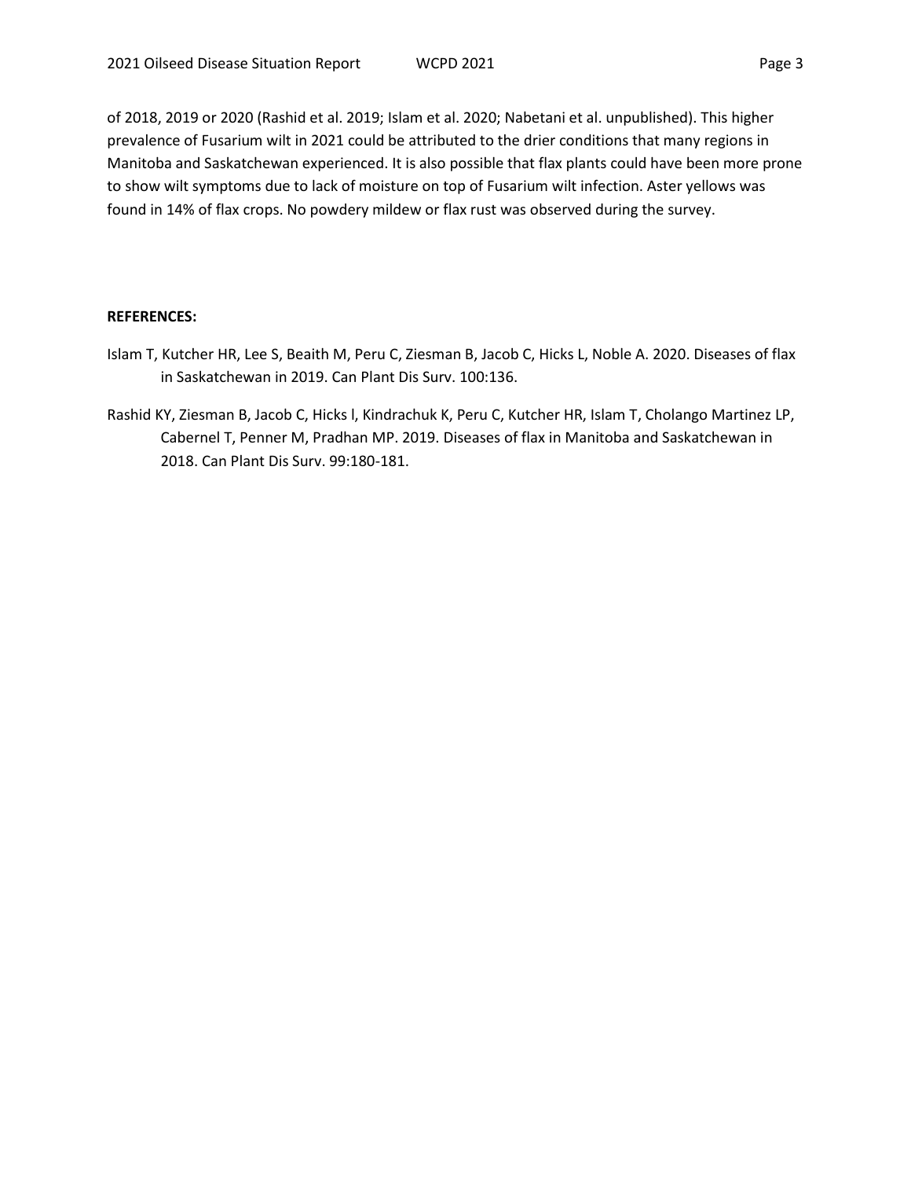of 2018, 2019 or 2020 (Rashid et al. 2019; Islam et al. 2020; Nabetani et al. unpublished). This higher prevalence of Fusarium wilt in 2021 could be attributed to the drier conditions that many regions in Manitoba and Saskatchewan experienced. It is also possible that flax plants could have been more prone to show wilt symptoms due to lack of moisture on top of Fusarium wilt infection. Aster yellows was found in 14% of flax crops. No powdery mildew or flax rust was observed during the survey.

**REFERENCES:**

Islam T, Kutcher HR, Lee S, Beaith M, Peru C, Ziesman B, Jacob C, Hicks L, Noble A. 2020. Diseases of flax in Saskatchewan in 2019. Can Plant Dis Surv. 100:136.

Rashid KY, Ziesman B, Jacob C, Hicks l, Kindrachuk K, Peru C, Kutcher HR, Islam T, Cholango Martinez LP, Cabernel T, Penner M, Pradhan MP. 2019. Diseases of flax in Manitoba and Saskatchewan in 2018. Can Plant Dis Surv. 99:180-181.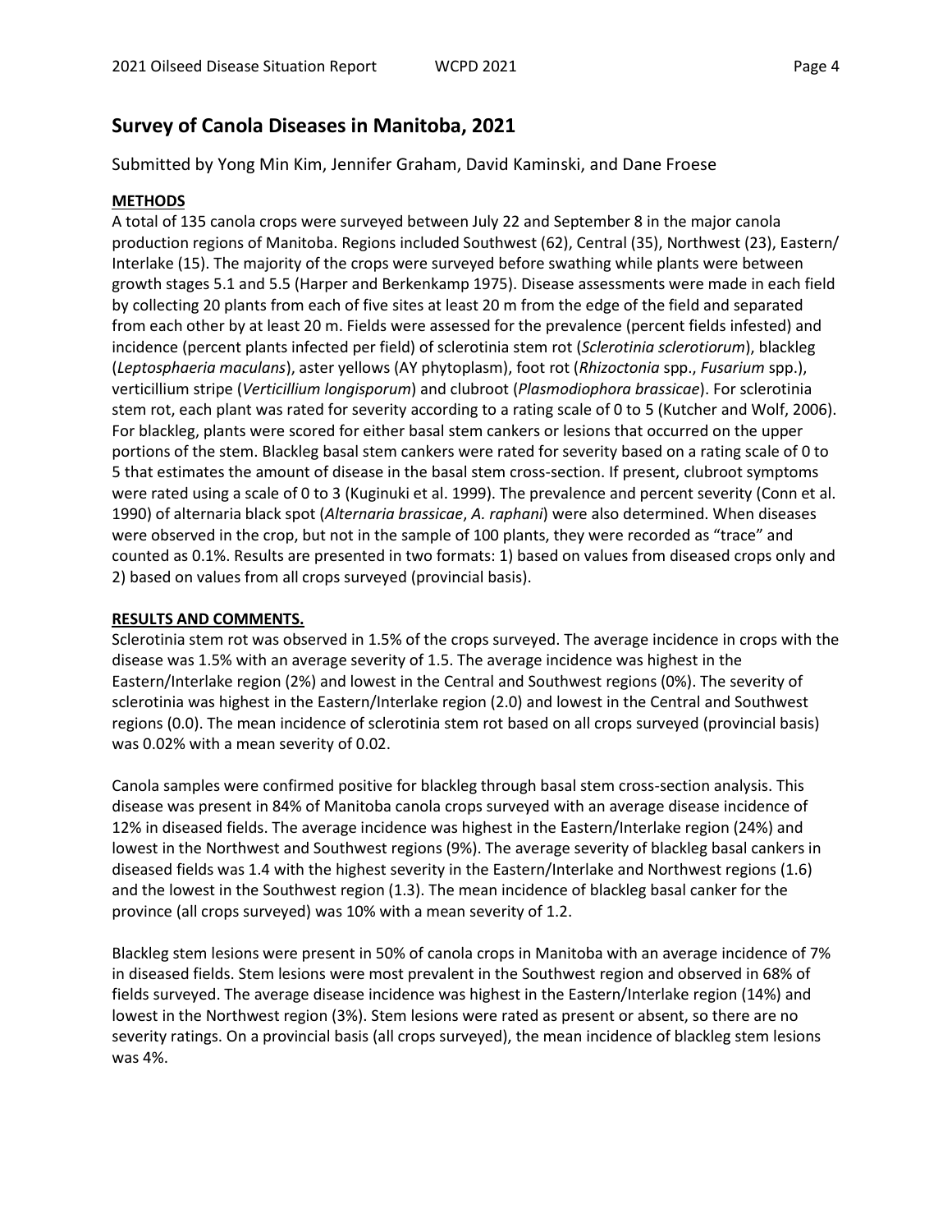## Survey of Canola Diseases in Manitoba, 2021

Submitted by Yong Min Kim, Jennifer Graham, David Kaminski, and Dane Froese

### METHODS

A total of 135 canola crops were surveyed between July 22 and September 8 in the major canola production regions of Manitoba. Regions included Southwest (62), Central (35), Northwest (23), Eastern/ Interlake (15). The majority of the crops were surveyed before swathing while plants were between growth stages 5.1 and 5.5 (Harper and Berkenkamp 1975). Disease assessments were made in each field by collecting 20 plants from each of five sites at least 20 m from the edge of the field and separated from each other by at least 20 m. Fields were assessed for the prevalence (percent fields infested) and incidence (percent plants infected per field) of sclerotinia stem rot (*Sclerotinia sclerotiorum*), blackleg (*Leptosphaeria maculans*), aster yellows (AY phytoplasm), foot rot (*Rhizoctonia* spp., *Fusarium* spp.), verticillium stripe (*Verticillium longisporum*) and clubroot (*Plasmodiophora brassicae*). For sclerotinia stem rot, each plant was rated for severity according to a rating scale of 0 to 5 (Kutcher and Wolf, 2006). For blackleg, plants were scored for either basal stem cankers or lesions that occurred on the upper portions of the stem. Blackleg basal stem cankers were rated for severity based on a rating scale of 0 to 5 that estimates the amount of disease in the basal stem cross-section. If present, clubroot symptoms were rated using a scale of 0 to 3 (Kuginuki et al. 1999). The prevalence and percent severity (Conn et al. 1990) of alternaria black spot (*Alternaria brassicae*, *A. raphani*) were also determined. When diseases were observed in the crop, but not in the sample of 100 plants, they were recorded as "trace" and counted as 0.1%. Results are presented in two formats: 1) based on values from diseased crops only and 2) based on values from all crops surveyed (provincial basis).

### RESULTS AND COMMENTS.

Sclerotinia stem rot was observed in 1.5% of the crops surveyed. The average incidence in crops with the disease was 1.5% with an average severity of 1.5. The average incidence was highest in the Eastern/Interlake region (2%) and lowest in the Central and Southwest regions (0%). The severity of sclerotinia was highest in the Eastern/Interlake region (2.0) and lowest in the Central and Southwest regions (0.0). The mean incidence of sclerotinia stem rot based on all crops surveyed (provincial basis) was 0.02% with a mean severity of 0.02.

Canola samples were confirmed positive for blackleg through basal stem cross-section analysis. This disease was present in 84% of Manitoba canola crops surveyed with an average disease incidence of 12% in diseased fields. The average incidence was highest in the Eastern/Interlake region (24%) and lowest in the Northwest and Southwest regions (9%). The average severity of blackleg basal cankers in diseased fields was 1.4 with the highest severity in the Eastern/Interlake and Northwest regions (1.6) and the lowest in the Southwest region (1.3). The mean incidence of blackleg basal canker for the province (all crops surveyed) was 10% with a mean severity of 1.2.

Blackleg stem lesions were present in 50% of canola crops in Manitoba with an average incidence of 7% in diseased fields. Stem lesions were most prevalent in the Southwest region and observed in 68% of fields surveyed. The average disease incidence was highest in the Eastern/Interlake region (14%) and lowest in the Northwest region (3%). Stem lesions were rated as present or absent, so there are no severity ratings. On a provincial basis (all crops surveyed), the mean incidence of blackleg stem lesions was 4%.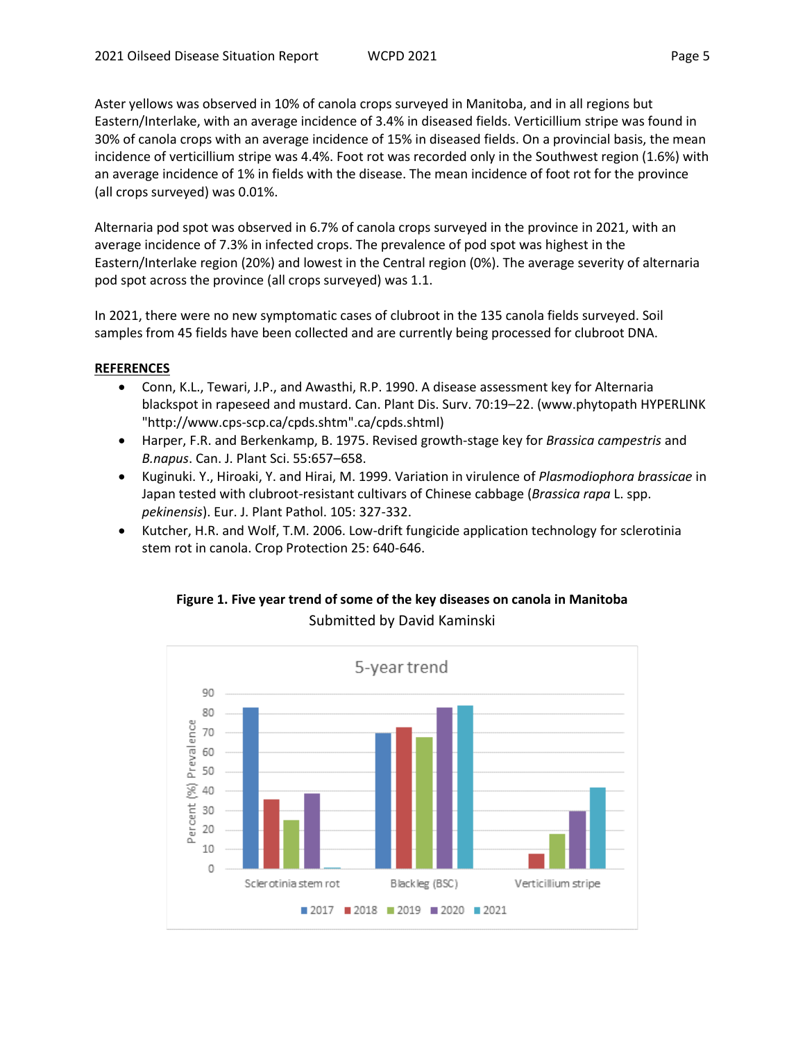Aster yellows was observed in 10% of canola crops surveyed in Manitoba, and in all regions but Eastern/Interlake, with an average incidence of 3.4% in diseased fields. Verticillium stripe was found in 30% of canola crops with an average incidence of 15% in diseased fields. On a provincial basis, the mean incidence of verticillium stripe was 4.4%. Foot rot was recorded only in the Southwest region (1.6%) with an average incidence of 1% in fields with the disease. The mean incidence of foot rot for the province (all crops surveyed) was 0.01%.

Alternaria pod spot was observed in 6.7% of canola crops surveyed in the province in 2021, with an average incidence of 7.3% in infected crops. The prevalence of pod spot was highest in the Eastern/Interlake region (20%) and lowest in the Central region (0%). The average severity of alternaria pod spot across the province (all crops surveyed) was 1.1.

In 2021, there were no new symptomatic cases of clubroot in the 135 canola fields surveyed. Soil samples from 45 fields have been collected and are currently being processed for clubroot DNA.

## REFERENCES

- Conn, K.L., Tewari, J.P., and Awasthi, R.P. 1990. A disease assessment key for Alternaria blackspot in rapeseed and mustard. Can. Plant Dis. Surv. 70:19–22. (www.phytopath HYPERLINK "http://www.cps-scp.ca/cpds.shtm".ca/cpds.shtml)
- Harper, F.R. and Berkenkamp, B. 1975. Revised growth-stage key for *Brassica campestris* and *B.napus*. Can. J. Plant Sci. 55:657–658.
- Kuginuki. Y., Hiroaki, Y. and Hirai, M. 1999. Variation in virulence of *Plasmodiophora brassicae* in Japan tested with clubroot-resistant cultivars of Chinese cabbage (*Brassica rapa* L. spp. *pekinensis*). Eur. J. Plant Pathol. 105: 327-332.
- Kutcher, H.R. and Wolf, T.M. 2006. Low-drift fungicide application technology for sclerotinia stem rot in canola. Crop Protection 25: 640-646.

**Figure 1. Five year trend of some of the key diseases on canola in Manitoba**

Submitted by David Kaminski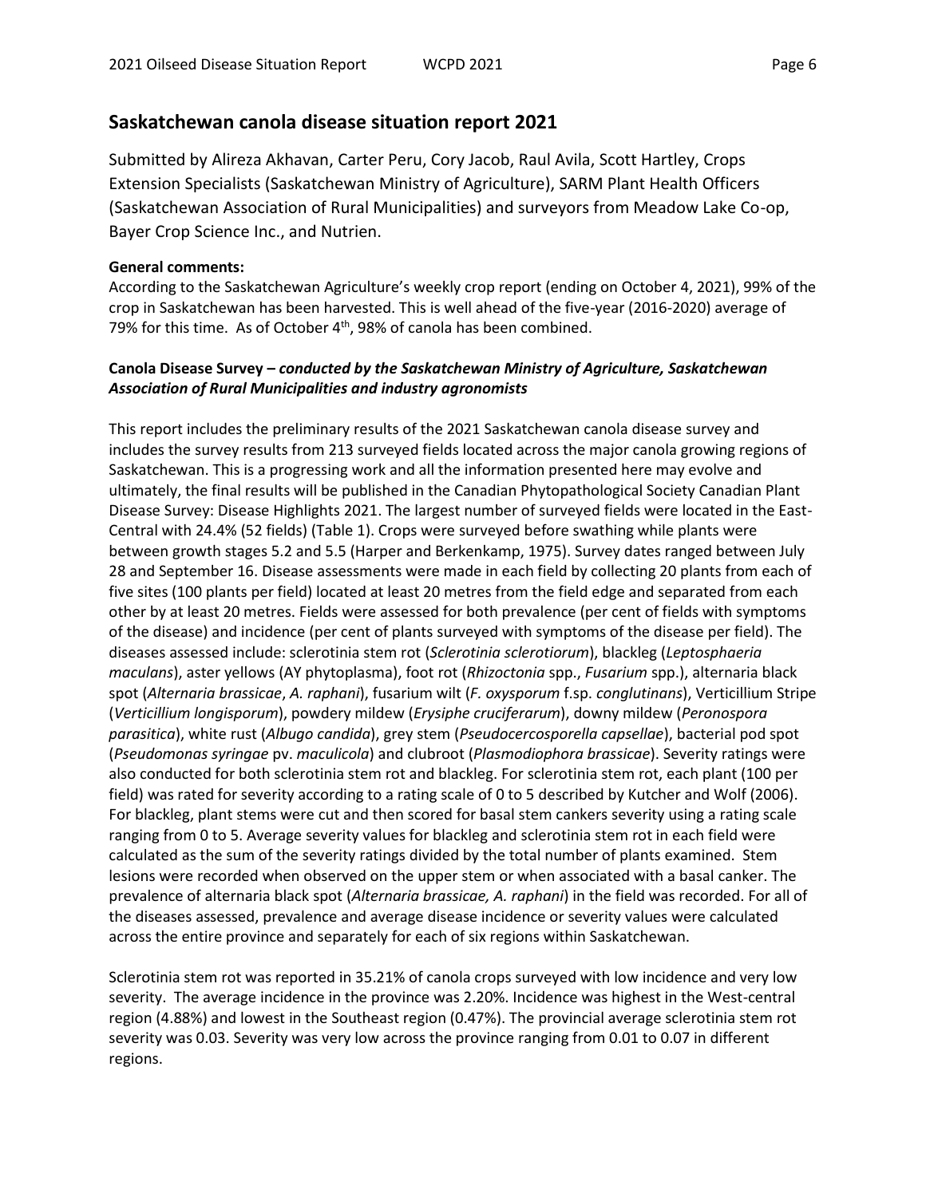## Saskatchewan canola disease situation report 2021

Submitted by Alireza Akhavan, Carter Peru, Cory Jacob, Raul Avila, Scott Hartley, Crops Extension Specialists (Saskatchewan Ministry of Agriculture), SARM Plant Health Officers (Saskatchewan Association of Rural Municipalities) and surveyors from Meadow Lake Co-op, Bayer Crop Science Inc., and Nutrien.

**General comments:**

According to the Saskatchewan Agriculture's weekly crop report (ending on October 4, 2021), 99% of the crop in Saskatchewan has been harvested. This is well ahead of the five-year (2016-2020) average of 79% for this time. As of October 4th, 98% of canola has been combined.

**Canola Disease Survey –** ***conducted by the Saskatchewan Ministry of Agriculture, Saskatchewan Association of Rural Municipalities and industry agronomists***

This report includes the preliminary results of the 2021 Saskatchewan canola disease survey and includes the survey results from 213 surveyed fields located across the major canola growing regions of Saskatchewan. This is a progressing work and all the information presented here may evolve and ultimately, the final results will be published in the Canadian Phytopathological Society Canadian Plant Disease Survey: Disease Highlights 2021. The largest number of surveyed fields were located in the East-Central with 24.4% (52 fields) (Table 1). Crops were surveyed before swathing while plants were between growth stages 5.2 and 5.5 (Harper and Berkenkamp, 1975). Survey dates ranged between July 28 and September 16. Disease assessments were made in each field by collecting 20 plants from each of five sites (100 plants per field) located at least 20 metres from the field edge and separated from each other by at least 20 metres. Fields were assessed for both prevalence (per cent of fields with symptoms of the disease) and incidence (per cent of plants surveyed with symptoms of the disease per field). The diseases assessed include: sclerotinia stem rot (*Sclerotinia sclerotiorum*), blackleg (*Leptosphaeria maculans*), aster yellows (AY phytoplasma), foot rot (*Rhizoctonia* spp., *Fusarium* spp.), alternaria black spot (*Alternaria brassicae*, *A. raphani*), fusarium wilt (*F. oxysporum* f.sp. *conglutinans*), Verticillium Stripe (*Verticillium longisporum*), powdery mildew (*Erysiphe cruciferarum*), downy mildew (*Peronospora parasitica*), white rust (*Albugo candida*), grey stem (*Pseudocercosporella capsellae*), bacterial pod spot (*Pseudomonas syringae* pv. *maculicola*) and clubroot (*Plasmodiophora brassicae*). Severity ratings were also conducted for both sclerotinia stem rot and blackleg. For sclerotinia stem rot, each plant (100 per field) was rated for severity according to a rating scale of 0 to 5 described by Kutcher and Wolf (2006). For blackleg, plant stems were cut and then scored for basal stem cankers severity using a rating scale ranging from 0 to 5. Average severity values for blackleg and sclerotinia stem rot in each field were calculated as the sum of the severity ratings divided by the total number of plants examined. Stem lesions were recorded when observed on the upper stem or when associated with a basal canker. The prevalence of alternaria black spot (*Alternaria brassicae, A. raphani*) in the field was recorded. For all of the diseases assessed, prevalence and average disease incidence or severity values were calculated across the entire province and separately for each of six regions within Saskatchewan.

Sclerotinia stem rot was reported in 35.21% of canola crops surveyed with low incidence and very low severity. The average incidence in the province was 2.20%. Incidence was highest in the West-central region (4.88%) and lowest in the Southeast region (0.47%). The provincial average sclerotinia stem rot severity was 0.03. Severity was very low across the province ranging from 0.01 to 0.07 in different regions.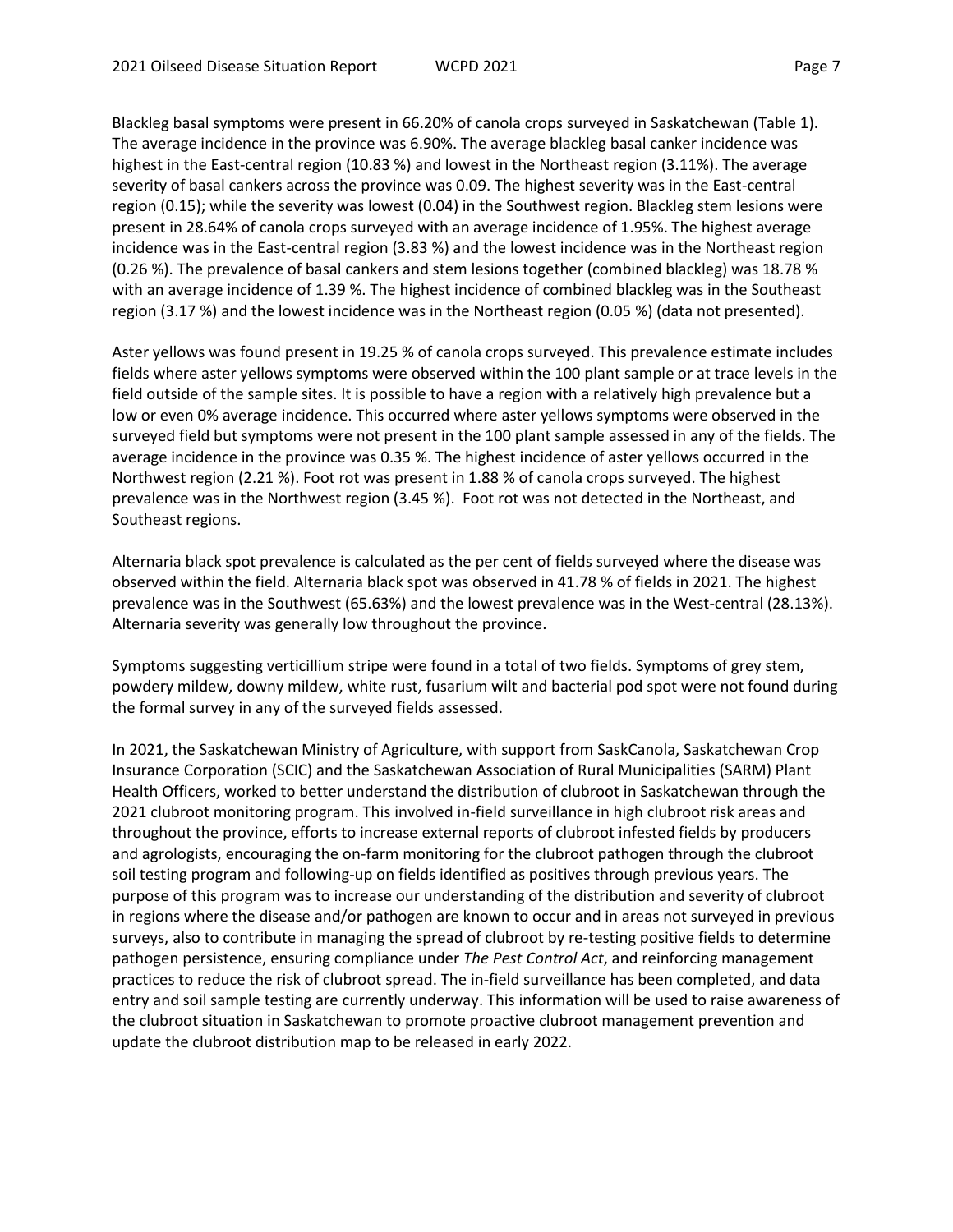Blackleg basal symptoms were present in 66.20% of canola crops surveyed in Saskatchewan (Table 1). The average incidence in the province was 6.90%. The average blackleg basal canker incidence was highest in the East-central region (10.83 %) and lowest in the Northeast region (3.11%). The average severity of basal cankers across the province was 0.09. The highest severity was in the East-central region (0.15); while the severity was lowest (0.04) in the Southwest region. Blackleg stem lesions were present in 28.64% of canola crops surveyed with an average incidence of 1.95%. The highest average incidence was in the East-central region (3.83 %) and the lowest incidence was in the Northeast region (0.26 %). The prevalence of basal cankers and stem lesions together (combined blackleg) was 18.78 % with an average incidence of 1.39 %. The highest incidence of combined blackleg was in the Southeast region (3.17 %) and the lowest incidence was in the Northeast region (0.05 %) (data not presented).

Aster yellows was found present in 19.25 % of canola crops surveyed. This prevalence estimate includes fields where aster yellows symptoms were observed within the 100 plant sample or at trace levels in the field outside of the sample sites. It is possible to have a region with a relatively high prevalence but a low or even 0% average incidence. This occurred where aster yellows symptoms were observed in the surveyed field but symptoms were not present in the 100 plant sample assessed in any of the fields. The average incidence in the province was 0.35 %. The highest incidence of aster yellows occurred in the Northwest region (2.21 %). Foot rot was present in 1.88 % of canola crops surveyed. The highest prevalence was in the Northwest region (3.45 %). Foot rot was not detected in the Northeast, and Southeast regions.

Alternaria black spot prevalence is calculated as the per cent of fields surveyed where the disease was observed within the field. Alternaria black spot was observed in 41.78 % of fields in 2021. The highest prevalence was in the Southwest (65.63%) and the lowest prevalence was in the West-central (28.13%). Alternaria severity was generally low throughout the province.

Symptoms suggesting verticillium stripe were found in a total of two fields. Symptoms of grey stem, powdery mildew, downy mildew, white rust, fusarium wilt and bacterial pod spot were not found during the formal survey in any of the surveyed fields assessed.

In 2021, the Saskatchewan Ministry of Agriculture, with support from SaskCanola, Saskatchewan Crop Insurance Corporation (SCIC) and the Saskatchewan Association of Rural Municipalities (SARM) Plant Health Officers, worked to better understand the distribution of clubroot in Saskatchewan through the 2021 clubroot monitoring program. This involved in-field surveillance in high clubroot risk areas and throughout the province, efforts to increase external reports of clubroot infested fields by producers and agrologists, encouraging the on-farm monitoring for the clubroot pathogen through the clubroot soil testing program and following-up on fields identified as positives through previous years. The purpose of this program was to increase our understanding of the distribution and severity of clubroot in regions where the disease and/or pathogen are known to occur and in areas not surveyed in previous surveys, also to contribute in managing the spread of clubroot by re-testing positive fields to determine pathogen persistence, ensuring compliance under *The Pest Control Act*, and reinforcing management practices to reduce the risk of clubroot spread. The in-field surveillance has been completed, and data entry and soil sample testing are currently underway. This information will be used to raise awareness of the clubroot situation in Saskatchewan to promote proactive clubroot management prevention and update the clubroot distribution map to be released in early 2022.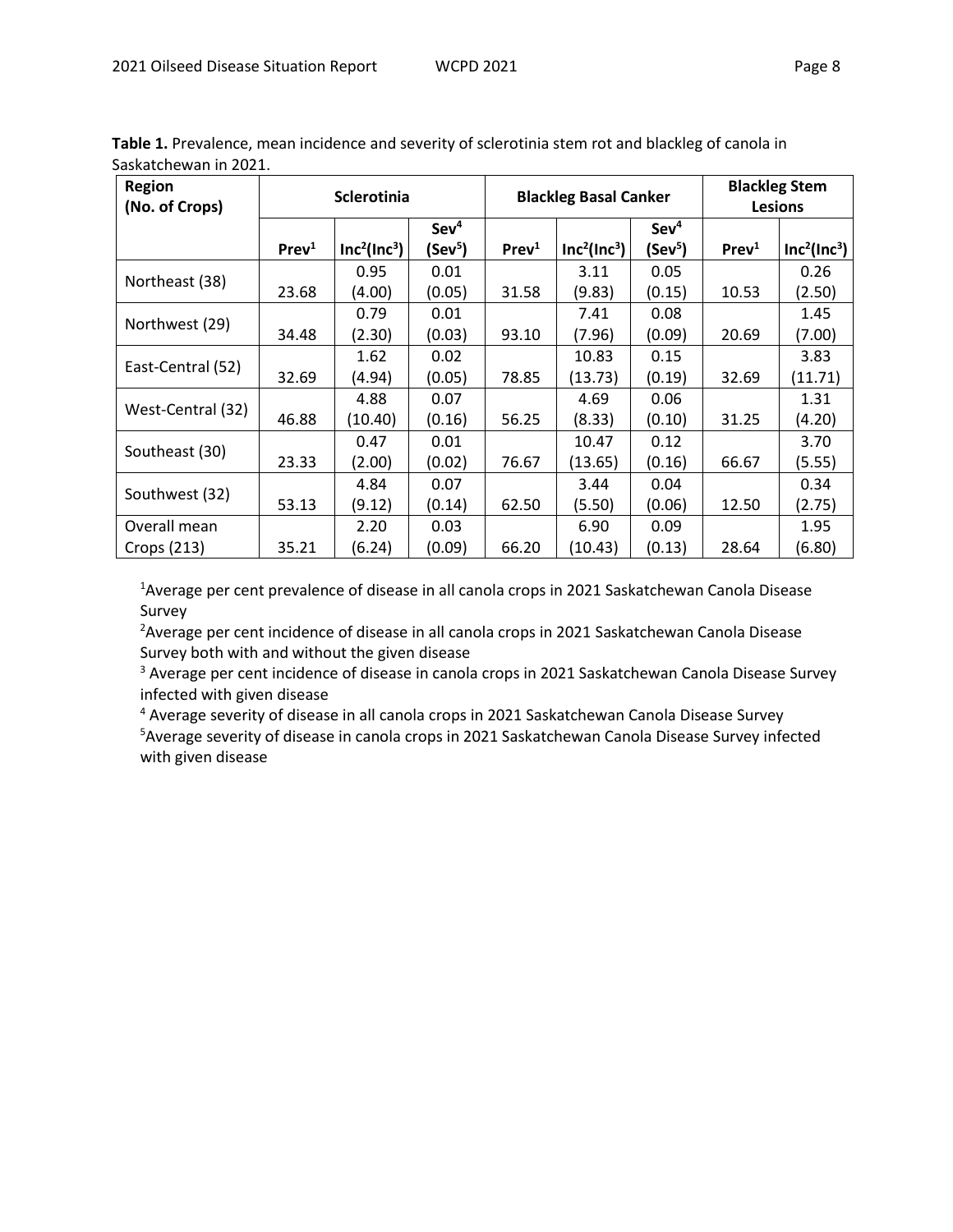**Table 1.** Prevalence, mean incidence and severity of sclerotinia stem rot and blackleg of canola in Saskatchewan in 2021.

| Region (No. of Crops) | Sclerotinia | | | Blackleg Basal Canker | | | Blackleg Stem Lesions | |
|---|---|---|---|---|---|---|---|---|
| | Prev[1] | Inc[2](Inc[3]) | Sev[4] (Sev[5]) | Prev[1] | Inc[2](Inc[3]) | Sev[4] (Sev[5]) | Prev[1] | Inc[2](Inc[3]) |
| Northeast (38) | 23.68 | 0.95 (4.00) | 0.01 (0.05) | 31.58 | 3.11 (9.83) | 0.05 (0.15) | 10.53 | 0.26 (2.50) |
| Northwest (29) | 34.48 | 0.79 (2.30) | 0.01 (0.03) | 93.10 | 7.41 (7.96) | 0.08 (0.09) | 20.69 | 1.45 (7.00) |
| East-Central (52) | 32.69 | 1.62 (4.94) | 0.02 (0.05) | 78.85 | 10.83 (13.73) | 0.15 (0.19) | 32.69 | 3.83 (11.71) |
| West-Central (32) | 46.88 | 4.88 (10.40) | 0.07 (0.16) | 56.25 | 4.69 (8.33) | 0.06 (0.10) | 31.25 | 1.31 (4.20) |
| Southeast (30) | 23.33 | 0.47 (2.00) | 0.01 (0.02) | 76.67 | 10.47 (13.65) | 0.12 (0.16) | 66.67 | 3.70 (5.55) |
| Southwest (32) | 53.13 | 4.84 (9.12) | 0.07 (0.14) | 62.50 | 3.44 (5.50) | 0.04 (0.06) | 12.50 | 0.34 (2.75) |
| Overall mean Crops (213) | 35.21 | 2.20 (6.24) | 0.03 (0.09) | 66.20 | 6.90 (10.43) | 0.09 (0.13) | 28.64 | 1.95 (6.80) |

[1]Average per cent prevalence of disease in all canola crops in 2021 Saskatchewan Canola Disease Survey

[2]Average per cent incidence of disease in all canola crops in 2021 Saskatchewan Canola Disease Survey both with and without the given disease

[3] Average per cent incidence of disease in canola crops in 2021 Saskatchewan Canola Disease Survey infected with given disease

[4] Average severity of disease in all canola crops in 2021 Saskatchewan Canola Disease Survey

[5]Average severity of disease in canola crops in 2021 Saskatchewan Canola Disease Survey infected with given disease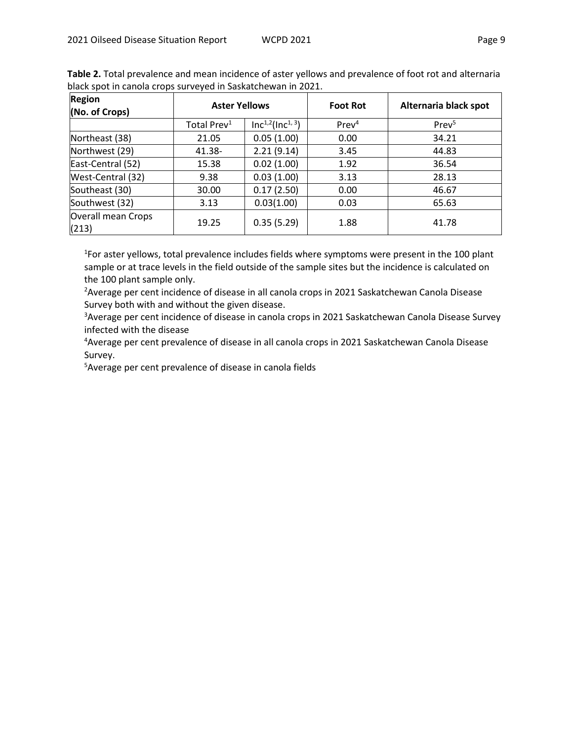**Table 2.** Total prevalence and mean incidence of aster yellows and prevalence of foot rot and alternaria black spot in canola crops surveyed in Saskatchewan in 2021.

| Region (No. of Crops) | Aster Yellows | | Foot Rot | Alternaria black spot |
|---|---|---|---|---|
| | Total Prev[1] | Inc[1,2](Inc[1,3]) | Prev[4] | Prev[5] |
| Northeast (38) | 21.05 | 0.05 (1.00) | 0.00 | 34.21 |
| Northwest (29) | 41.38- | 2.21 (9.14) | 3.45 | 44.83 |
| East-Central (52) | 15.38 | 0.02 (1.00) | 1.92 | 36.54 |
| West-Central (32) | 9.38 | 0.03 (1.00) | 3.13 | 28.13 |
| Southeast (30) | 30.00 | 0.17 (2.50) | 0.00 | 46.67 |
| Southwest (32) | 3.13 | 0.03(1.00) | 0.03 | 65.63 |
| Overall mean Crops (213) | 19.25 | 0.35 (5.29) | 1.88 | 41.78 |

[1]For aster yellows, total prevalence includes fields where symptoms were present in the 100 plant sample or at trace levels in the field outside of the sample sites but the incidence is calculated on the 100 plant sample only.

[2]Average per cent incidence of disease in all canola crops in 2021 Saskatchewan Canola Disease Survey both with and without the given disease.

[3]Average per cent incidence of disease in canola crops in 2021 Saskatchewan Canola Disease Survey infected with the disease

[4]Average per cent prevalence of disease in all canola crops in 2021 Saskatchewan Canola Disease Survey.

[5]Average per cent prevalence of disease in canola fields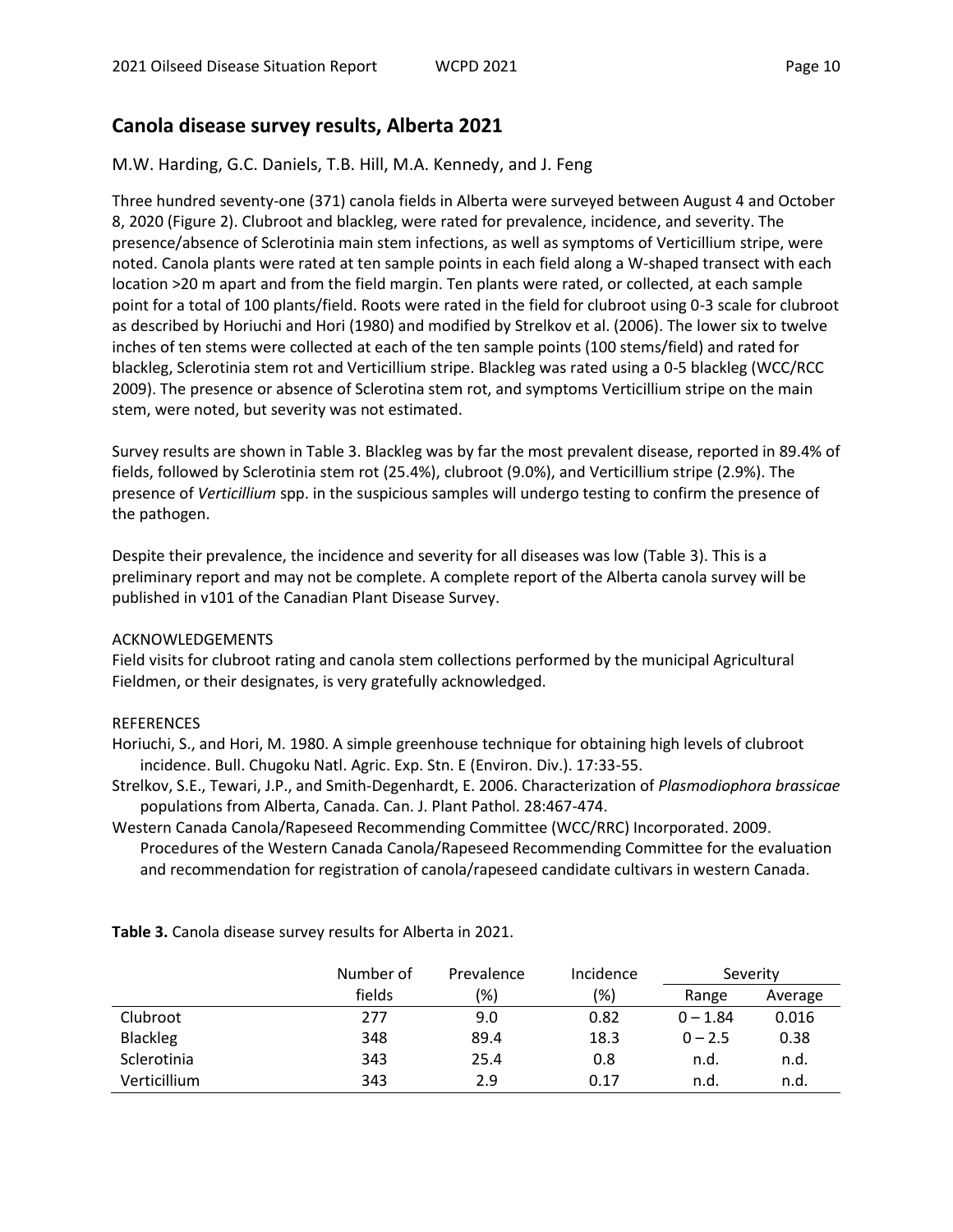## Canola disease survey results, Alberta 2021

M.W. Harding, G.C. Daniels, T.B. Hill, M.A. Kennedy, and J. Feng

Three hundred seventy-one (371) canola fields in Alberta were surveyed between August 4 and October 8, 2020 (Figure 2). Clubroot and blackleg, were rated for prevalence, incidence, and severity. The presence/absence of Sclerotinia main stem infections, as well as symptoms of Verticillium stripe, were noted. Canola plants were rated at ten sample points in each field along a W-shaped transect with each location >20 m apart and from the field margin. Ten plants were rated, or collected, at each sample point for a total of 100 plants/field. Roots were rated in the field for clubroot using 0-3 scale for clubroot as described by Horiuchi and Hori (1980) and modified by Strelkov et al. (2006). The lower six to twelve inches of ten stems were collected at each of the ten sample points (100 stems/field) and rated for blackleg, Sclerotinia stem rot and Verticillium stripe. Blackleg was rated using a 0-5 blackleg (WCC/RCC 2009). The presence or absence of Sclerotina stem rot, and symptoms Verticillium stripe on the main stem, were noted, but severity was not estimated.

Survey results are shown in Table 3. Blackleg was by far the most prevalent disease, reported in 89.4% of fields, followed by Sclerotinia stem rot (25.4%), clubroot (9.0%), and Verticillium stripe (2.9%). The presence of *Verticillium* spp. in the suspicious samples will undergo testing to confirm the presence of the pathogen.

Despite their prevalence, the incidence and severity for all diseases was low (Table 3). This is a preliminary report and may not be complete. A complete report of the Alberta canola survey will be published in v101 of the Canadian Plant Disease Survey.

ACKNOWLEDGEMENTS

Field visits for clubroot rating and canola stem collections performed by the municipal Agricultural Fieldmen, or their designates, is very gratefully acknowledged.

REFERENCES

Horiuchi, S., and Hori, M. 1980. A simple greenhouse technique for obtaining high levels of clubroot incidence. Bull. Chugoku Natl. Agric. Exp. Stn. E (Environ. Div.). 17:33-55.

Strelkov, S.E., Tewari, J.P., and Smith-Degenhardt, E. 2006. Characterization of *Plasmodiophora brassicae* populations from Alberta, Canada. Can. J. Plant Pathol. 28:467-474.

Western Canada Canola/Rapeseed Recommending Committee (WCC/RRC) Incorporated. 2009. Procedures of the Western Canada Canola/Rapeseed Recommending Committee for the evaluation and recommendation for registration of canola/rapeseed candidate cultivars in western Canada.

**Table 3.** Canola disease survey results for Alberta in 2021.

| | Number of fields | Prevalence (%) | Incidence (%) | Severity | |
|---|---|---|---|---|---|
| | | | | Range | Average |
| Clubroot | 277 | 9.0 | 0.82 | 0 – 1.84 | 0.016 |
| Blackleg | 348 | 89.4 | 18.3 | 0 – 2.5 | 0.38 |
| Sclerotinia | 343 | 25.4 | 0.8 | n.d. | n.d. |
| Verticillium | 343 | 2.9 | 0.17 | n.d. | n.d. |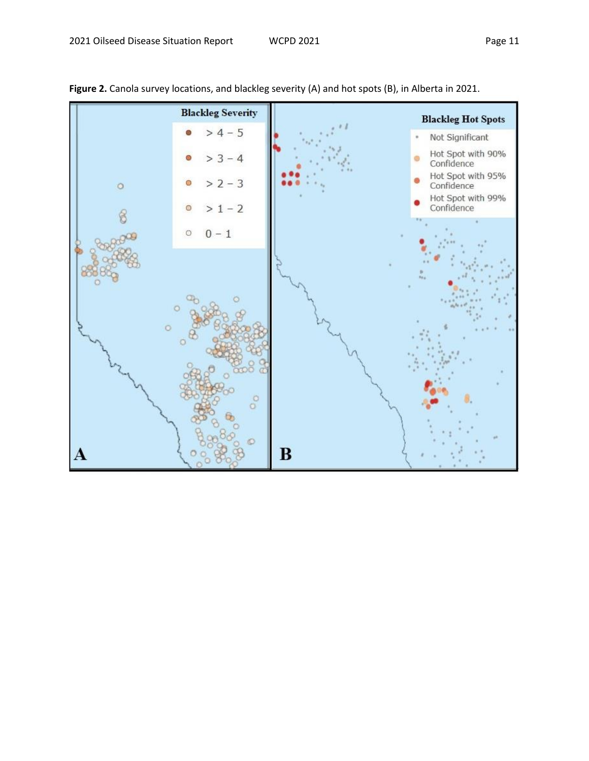**Figure 2.** Canola survey locations, and blackleg severity (A) and hot spots (B), in Alberta in 2021.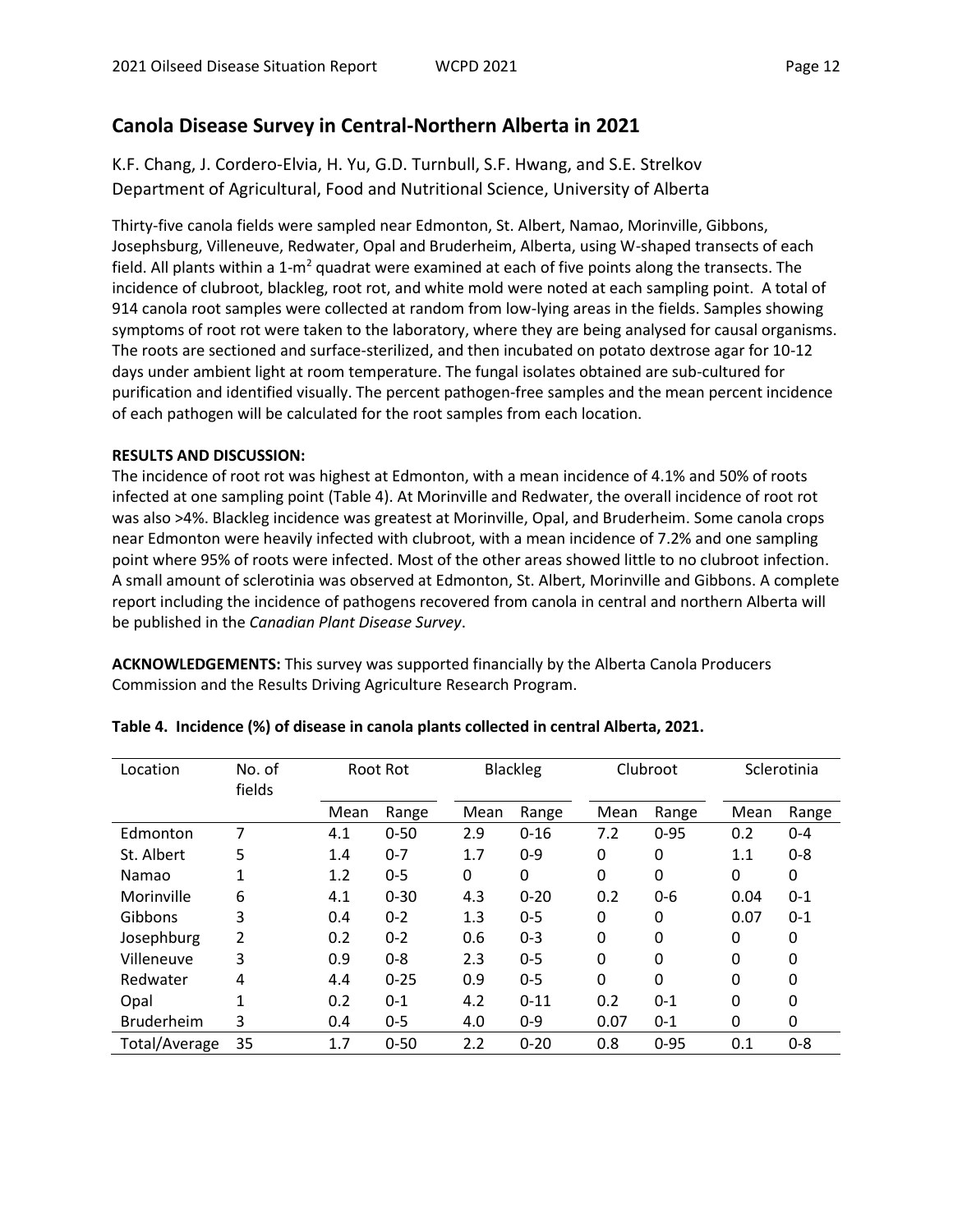## Canola Disease Survey in Central-Northern Alberta in 2021

K.F. Chang, J. Cordero-Elvia, H. Yu, G.D. Turnbull, S.F. Hwang, and S.E. Strelkov
Department of Agricultural, Food and Nutritional Science, University of Alberta

Thirty-five canola fields were sampled near Edmonton, St. Albert, Namao, Morinville, Gibbons, Josephsburg, Villeneuve, Redwater, Opal and Bruderheim, Alberta, using W-shaped transects of each field. All plants within a 1-$m^2$ quadrat were examined at each of five points along the transects. The incidence of clubroot, blackleg, root rot, and white mold were noted at each sampling point. A total of 914 canola root samples were collected at random from low-lying areas in the fields. Samples showing symptoms of root rot were taken to the laboratory, where they are being analysed for causal organisms. The roots are sectioned and surface-sterilized, and then incubated on potato dextrose agar for 10-12 days under ambient light at room temperature. The fungal isolates obtained are sub-cultured for purification and identified visually. The percent pathogen-free samples and the mean percent incidence of each pathogen will be calculated for the root samples from each location.

**RESULTS AND DISCUSSION:**
The incidence of root rot was highest at Edmonton, with a mean incidence of 4.1% and 50% of roots infected at one sampling point (Table 4). At Morinville and Redwater, the overall incidence of root rot was also >4%. Blackleg incidence was greatest at Morinville, Opal, and Bruderheim. Some canola crops near Edmonton were heavily infected with clubroot, with a mean incidence of 7.2% and one sampling point where 95% of roots were infected. Most of the other areas showed little to no clubroot infection. A small amount of sclerotinia was observed at Edmonton, St. Albert, Morinville and Gibbons. A complete report including the incidence of pathogens recovered from canola in central and northern Alberta will be published in the *Canadian Plant Disease Survey*.

**ACKNOWLEDGEMENTS:** This survey was supported financially by the Alberta Canola Producers Commission and the Results Driving Agriculture Research Program.

**Table 4. Incidence (%) of disease in canola plants collected in central Alberta, 2021.**

| Location | No. of fields | Root Rot | | Blackleg | | Clubroot | | Sclerotinia | |
|---|---|---|---|---|---|---|---|---|---|
| | | Mean | Range | Mean | Range | Mean | Range | Mean | Range |
| Edmonton | 7 | 4.1 | 0-50 | 2.9 | 0-16 | 7.2 | 0-95 | 0.2 | 0-4 |
| St. Albert | 5 | 1.4 | 0-7 | 1.7 | 0-9 | 0 | 0 | 1.1 | 0-8 |
| Namao | 1 | 1.2 | 0-5 | 0 | 0 | 0 | 0 | 0 | 0 |
| Morinville | 6 | 4.1 | 0-30 | 4.3 | 0-20 | 0.2 | 0-6 | 0.04 | 0-1 |
| Gibbons | 3 | 0.4 | 0-2 | 1.3 | 0-5 | 0 | 0 | 0.07 | 0-1 |
| Josephburg | 2 | 0.2 | 0-2 | 0.6 | 0-3 | 0 | 0 | 0 | 0 |
| Villeneuve | 3 | 0.9 | 0-8 | 2.3 | 0-5 | 0 | 0 | 0 | 0 |
| Redwater | 4 | 4.4 | 0-25 | 0.9 | 0-5 | 0 | 0 | 0 | 0 |
| Opal | 1 | 0.2 | 0-1 | 4.2 | 0-11 | 0.2 | 0-1 | 0 | 0 |
| Bruderheim | 3 | 0.4 | 0-5 | 4.0 | 0-9 | 0.07 | 0-1 | 0 | 0 |
| Total/Average | 35 | 1.7 | 0-50 | 2.2 | 0-20 | 0.8 | 0-95 | 0.1 | 0-8 |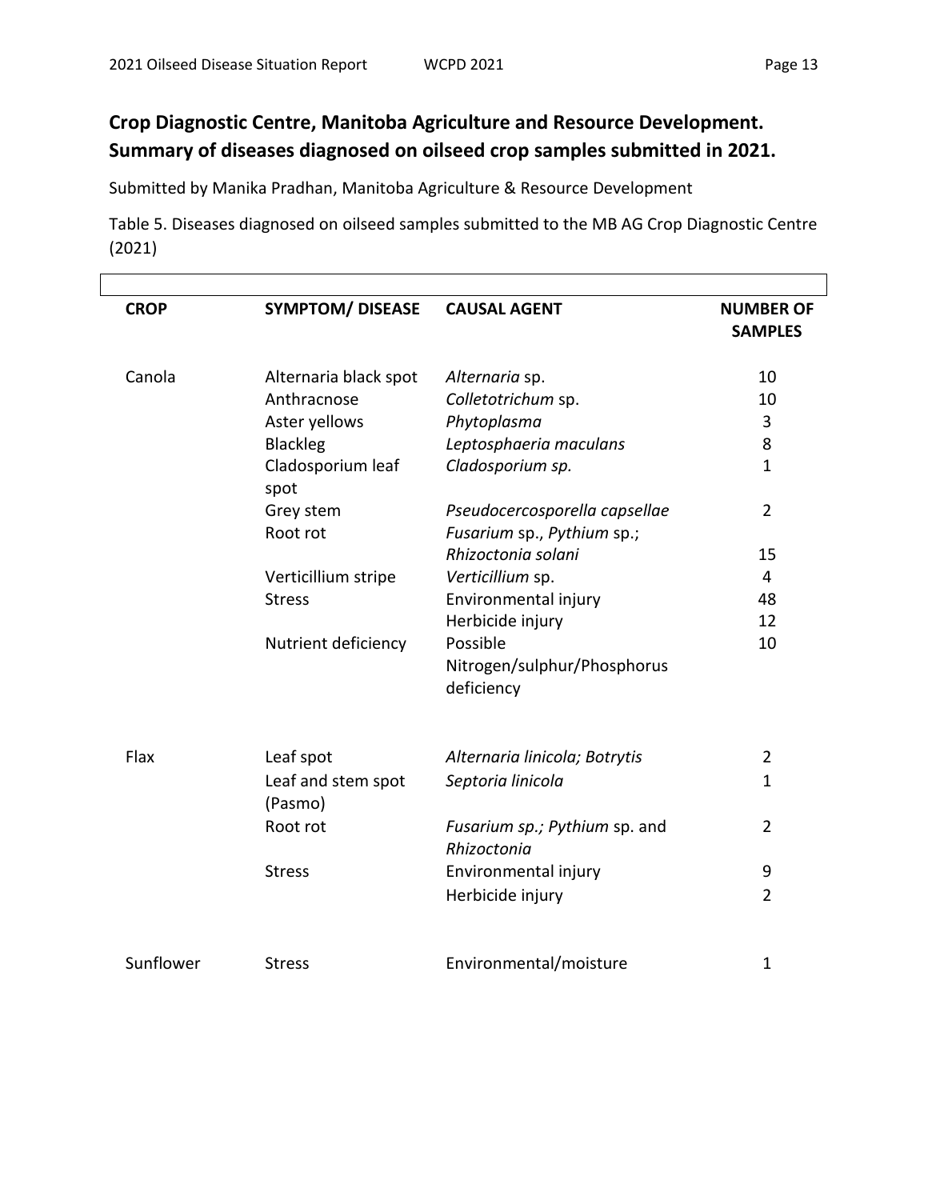## Crop Diagnostic Centre, Manitoba Agriculture and Resource Development. Summary of diseases diagnosed on oilseed crop samples submitted in 2021.

Submitted by Manika Pradhan, Manitoba Agriculture & Resource Development

Table 5. Diseases diagnosed on oilseed samples submitted to the MB AG Crop Diagnostic Centre (2021)

| CROP | SYMPTOM/ DISEASE | CAUSAL AGENT | NUMBER OF SAMPLES |
|---|---|---|---|
| Canola | Alternaria black spot | *Alternaria* sp. | 10 |
| | Anthracnose | *Colletotrichum* sp. | 10 |
| | Aster yellows | *Phytoplasma* | 3 |
| | Blackleg | *Leptosphaeria maculans* | 8 |
| | Cladosporium leaf spot | *Cladosporium sp.* | 1 |
| | Grey stem | *Pseudocercosporella capsellae* | 2 |
| | Root rot | *Fusarium* sp., *Pythium* sp.; *Rhizoctonia solani* | 15 |
| | Verticillium stripe | *Verticillium* sp. | 4 |
| | Stress | Environmental injury | 48 |
| | | Herbicide injury | 12 |
| | Nutrient deficiency | Possible Nitrogen/sulphur/Phosphorus deficiency | 10 |
| Flax | Leaf spot | *Alternaria linicola; Botrytis* | 2 |
| | Leaf and stem spot (Pasmo) | *Septoria linicola* | 1 |
| | Root rot | *Fusarium sp.; Pythium* sp. and *Rhizoctonia* | 2 |
| | Stress | Environmental injury | 9 |
| | | Herbicide injury | 2 |
| Sunflower | Stress | Environmental/moisture | 1 |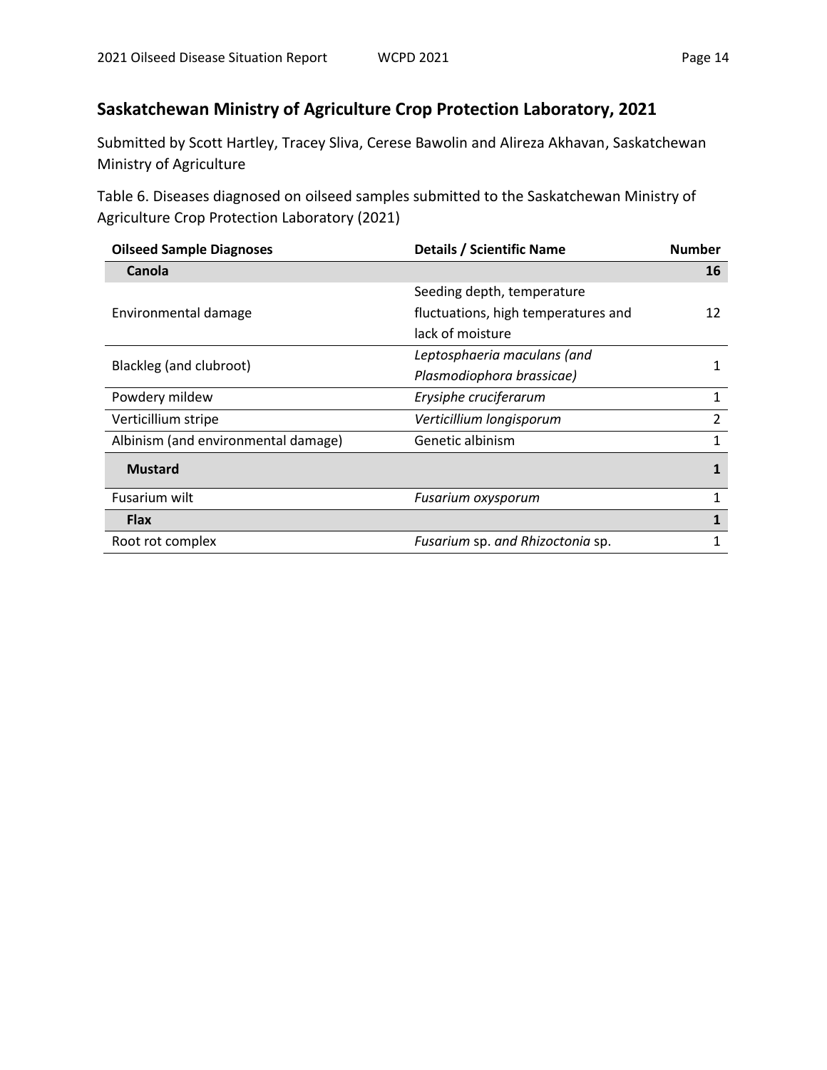## Saskatchewan Ministry of Agriculture Crop Protection Laboratory, 2021

Submitted by Scott Hartley, Tracey Sliva, Cerese Bawolin and Alireza Akhavan, Saskatchewan Ministry of Agriculture

Table 6. Diseases diagnosed on oilseed samples submitted to the Saskatchewan Ministry of Agriculture Crop Protection Laboratory (2021)

| Oilseed Sample Diagnoses | Details / Scientific Name | Number |
|---|---|---|
| **Canola** | | **16** |
| Environmental damage | Seeding depth, temperature fluctuations, high temperatures and lack of moisture | 12 |
| Blackleg (and clubroot) | *Leptosphaeria maculans (and Plasmodiophora brassicae)* | 1 |
| Powdery mildew | *Erysiphe cruciferarum* | 1 |
| Verticillium stripe | *Verticillium longisporum* | 2 |
| Albinism (and environmental damage) | Genetic albinism | 1 |
| **Mustard** | | **1** |
| Fusarium wilt | *Fusarium oxysporum* | 1 |
| **Flax** | | **1** |
| Root rot complex | *Fusarium* sp. *and Rhizoctonia* sp. | 1 |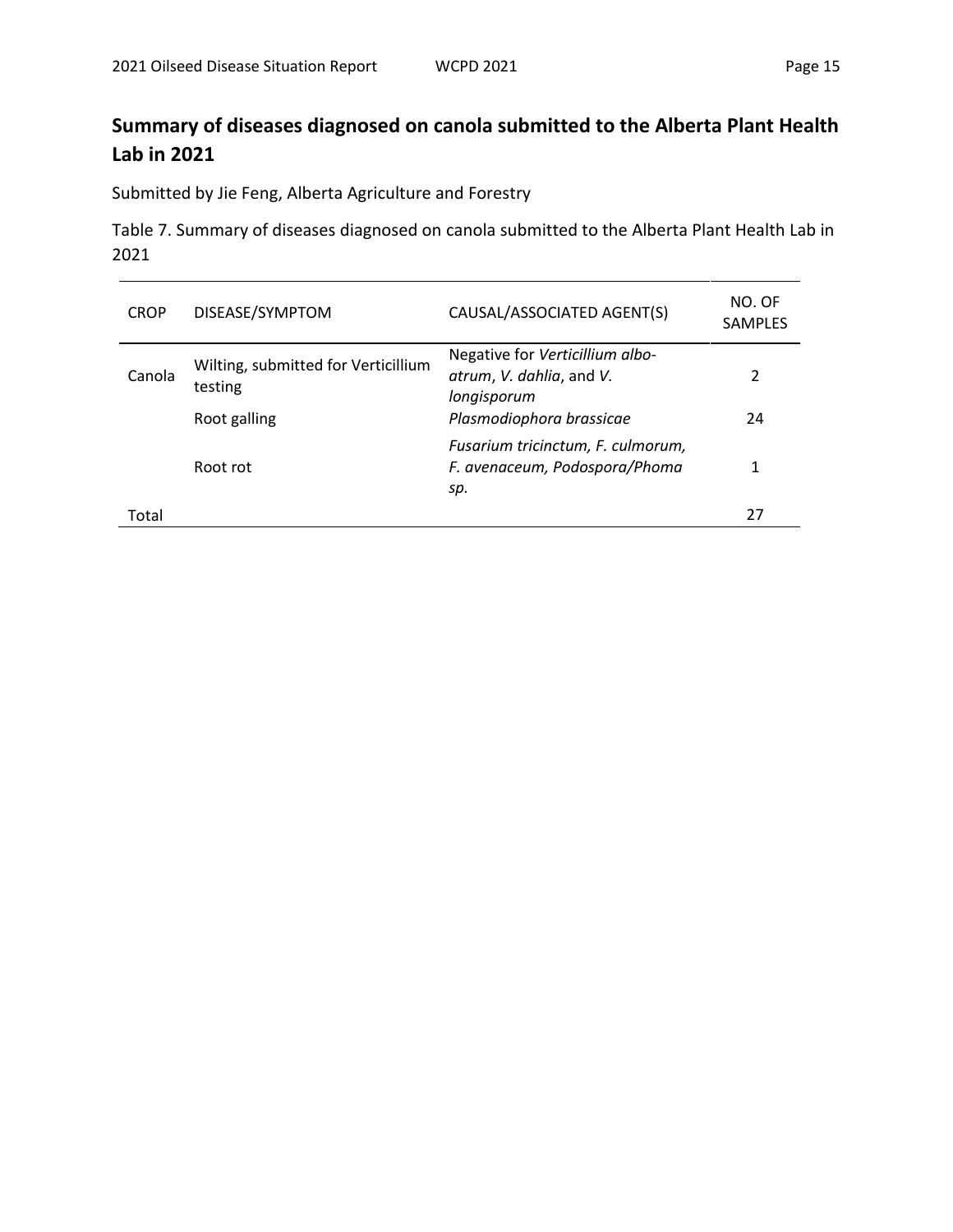## Summary of diseases diagnosed on canola submitted to the Alberta Plant Health Lab in 2021

Submitted by Jie Feng, Alberta Agriculture and Forestry

Table 7. Summary of diseases diagnosed on canola submitted to the Alberta Plant Health Lab in 2021

| CROP | DISEASE/SYMPTOM | CAUSAL/ASSOCIATED AGENT(S) | NO. OF SAMPLES |
|---|---|---|---|
| Canola | Wilting, submitted for Verticillium testing | Negative for *Verticillium albo-atrum*, *V. dahlia*, and *V. longisporum* | 2 |
| | Root galling | *Plasmodiophora brassicae* | 24 |
| | Root rot | *Fusarium tricinctum, F. culmorum, F. avenaceum, Podospora/Phoma sp.* | 1 |
| Total | | | 27 |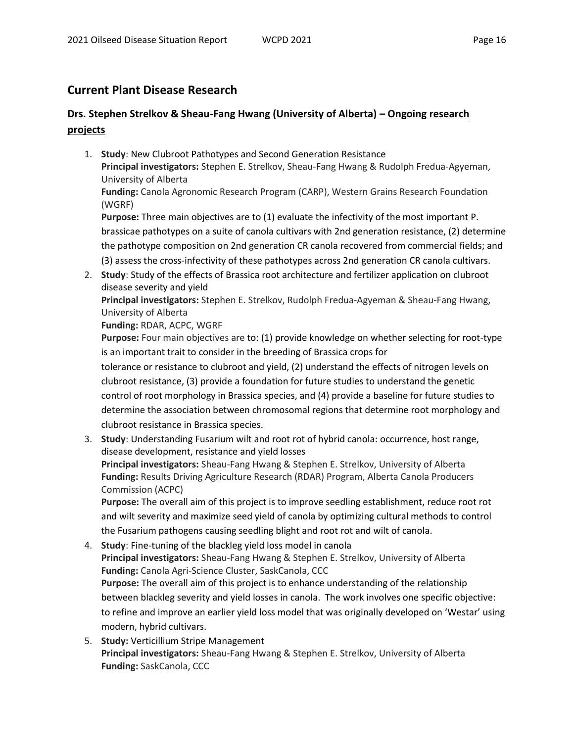## Current Plant Disease Research

### Drs. Stephen Strelkov & Sheau-Fang Hwang (University of Alberta) – Ongoing research projects

1. **Study**: New Clubroot Pathotypes and Second Generation Resistance
   **Principal investigators:** Stephen E. Strelkov, Sheau-Fang Hwang & Rudolph Fredua-Agyeman, University of Alberta
   **Funding:** Canola Agronomic Research Program (CARP), Western Grains Research Foundation (WGRF)
   **Purpose:** Three main objectives are to (1) evaluate the infectivity of the most important P. brassicae pathotypes on a suite of canola cultivars with 2nd generation resistance, (2) determine the pathotype composition on 2nd generation CR canola recovered from commercial fields; and (3) assess the cross-infectivity of these pathotypes across 2nd generation CR canola cultivars.
2. **Study**: Study of the effects of Brassica root architecture and fertilizer application on clubroot disease severity and yield
   **Principal investigators:** Stephen E. Strelkov, Rudolph Fredua-Agyeman & Sheau-Fang Hwang, University of Alberta
   **Funding:** RDAR, ACPC, WGRF
   **Purpose:** Four main objectives are to: (1) provide knowledge on whether selecting for root-type is an important trait to consider in the breeding of Brassica crops for tolerance or resistance to clubroot and yield, (2) understand the effects of nitrogen levels on clubroot resistance, (3) provide a foundation for future studies to understand the genetic control of root morphology in Brassica species, and (4) provide a baseline for future studies to determine the association between chromosomal regions that determine root morphology and clubroot resistance in Brassica species.
3. **Study**: Understanding Fusarium wilt and root rot of hybrid canola: occurrence, host range, disease development, resistance and yield losses
   **Principal investigators:** Sheau-Fang Hwang & Stephen E. Strelkov, University of Alberta
   **Funding:** Results Driving Agriculture Research (RDAR) Program, Alberta Canola Producers Commission (ACPC)
   **Purpose:** The overall aim of this project is to improve seedling establishment, reduce root rot and wilt severity and maximize seed yield of canola by optimizing cultural methods to control the Fusarium pathogens causing seedling blight and root rot and wilt of canola.
4. **Study**: Fine-tuning of the blackleg yield loss model in canola
   **Principal investigators:** Sheau-Fang Hwang & Stephen E. Strelkov, University of Alberta
   **Funding:** Canola Agri-Science Cluster, SaskCanola, CCC
   **Purpose:** The overall aim of this project is to enhance understanding of the relationship between blackleg severity and yield losses in canola. The work involves one specific objective: to refine and improve an earlier yield loss model that was originally developed on 'Westar' using modern, hybrid cultivars.
5. **Study:** Verticillium Stripe Management
   **Principal investigators:** Sheau-Fang Hwang & Stephen E. Strelkov, University of Alberta
   **Funding:** SaskCanola, CCC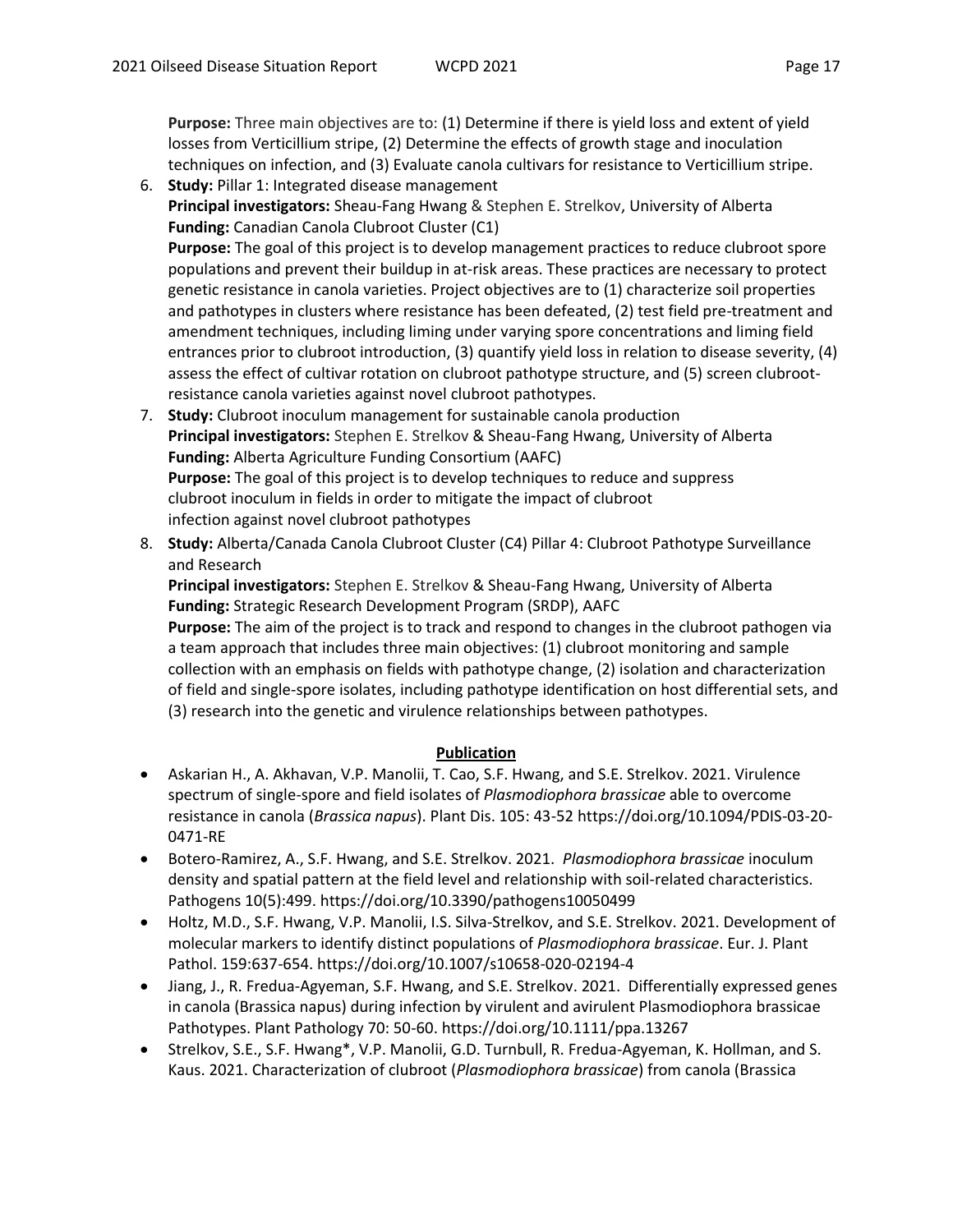**Purpose:** Three main objectives are to: (1) Determine if there is yield loss and extent of yield losses from Verticillium stripe, (2) Determine the effects of growth stage and inoculation techniques on infection, and (3) Evaluate canola cultivars for resistance to Verticillium stripe.

6. **Study:** Pillar 1: Integrated disease management
   **Principal investigators:** Sheau-Fang Hwang & Stephen E. Strelkov, University of Alberta
   **Funding:** Canadian Canola Clubroot Cluster (C1)
   **Purpose:** The goal of this project is to develop management practices to reduce clubroot spore populations and prevent their buildup in at-risk areas. These practices are necessary to protect genetic resistance in canola varieties. Project objectives are to (1) characterize soil properties and pathotypes in clusters where resistance has been defeated, (2) test field pre-treatment and amendment techniques, including liming under varying spore concentrations and liming field entrances prior to clubroot introduction, (3) quantify yield loss in relation to disease severity, (4) assess the effect of cultivar rotation on clubroot pathotype structure, and (5) screen clubroot-resistance canola varieties against novel clubroot pathotypes.
7. **Study:** Clubroot inoculum management for sustainable canola production
   **Principal investigators:** Stephen E. Strelkov & Sheau-Fang Hwang, University of Alberta
   **Funding:** Alberta Agriculture Funding Consortium (AAFC)
   **Purpose:** The goal of this project is to develop techniques to reduce and suppress clubroot inoculum in fields in order to mitigate the impact of clubroot infection against novel clubroot pathotypes
8. **Study:** Alberta/Canada Canola Clubroot Cluster (C4) Pillar 4: Clubroot Pathotype Surveillance and Research
   **Principal investigators:** Stephen E. Strelkov & Sheau-Fang Hwang, University of Alberta
   **Funding:** Strategic Research Development Program (SRDP), AAFC
   **Purpose:** The aim of the project is to track and respond to changes in the clubroot pathogen via a team approach that includes three main objectives: (1) clubroot monitoring and sample collection with an emphasis on fields with pathotype change, (2) isolation and characterization of field and single-spore isolates, including pathotype identification on host differential sets, and (3) research into the genetic and virulence relationships between pathotypes.

## Publication

- Askarian H., A. Akhavan, V.P. Manolii, T. Cao, S.F. Hwang, and S.E. Strelkov. 2021. Virulence spectrum of single-spore and field isolates of *Plasmodiophora brassicae* able to overcome resistance in canola (*Brassica napus*). Plant Dis. 105: 43-52 https://doi.org/10.1094/PDIS-03-20-0471-RE
- Botero-Ramirez, A., S.F. Hwang, and S.E. Strelkov. 2021. *Plasmodiophora brassicae* inoculum density and spatial pattern at the field level and relationship with soil-related characteristics. Pathogens 10(5):499. https://doi.org/10.3390/pathogens10050499
- Holtz, M.D., S.F. Hwang, V.P. Manolii, I.S. Silva-Strelkov, and S.E. Strelkov. 2021. Development of molecular markers to identify distinct populations of *Plasmodiophora brassicae*. Eur. J. Plant Pathol. 159:637-654. https://doi.org/10.1007/s10658-020-02194-4
- Jiang, J., R. Fredua-Agyeman, S.F. Hwang, and S.E. Strelkov. 2021. Differentially expressed genes in canola (Brassica napus) during infection by virulent and avirulent Plasmodiophora brassicae Pathotypes. Plant Pathology 70: 50-60. https://doi.org/10.1111/ppa.13267
- Strelkov, S.E., S.F. Hwang*, V.P. Manolii, G.D. Turnbull, R. Fredua-Agyeman, K. Hollman, and S. Kaus. 2021. Characterization of clubroot (*Plasmodiophora brassicae*) from canola (Brassica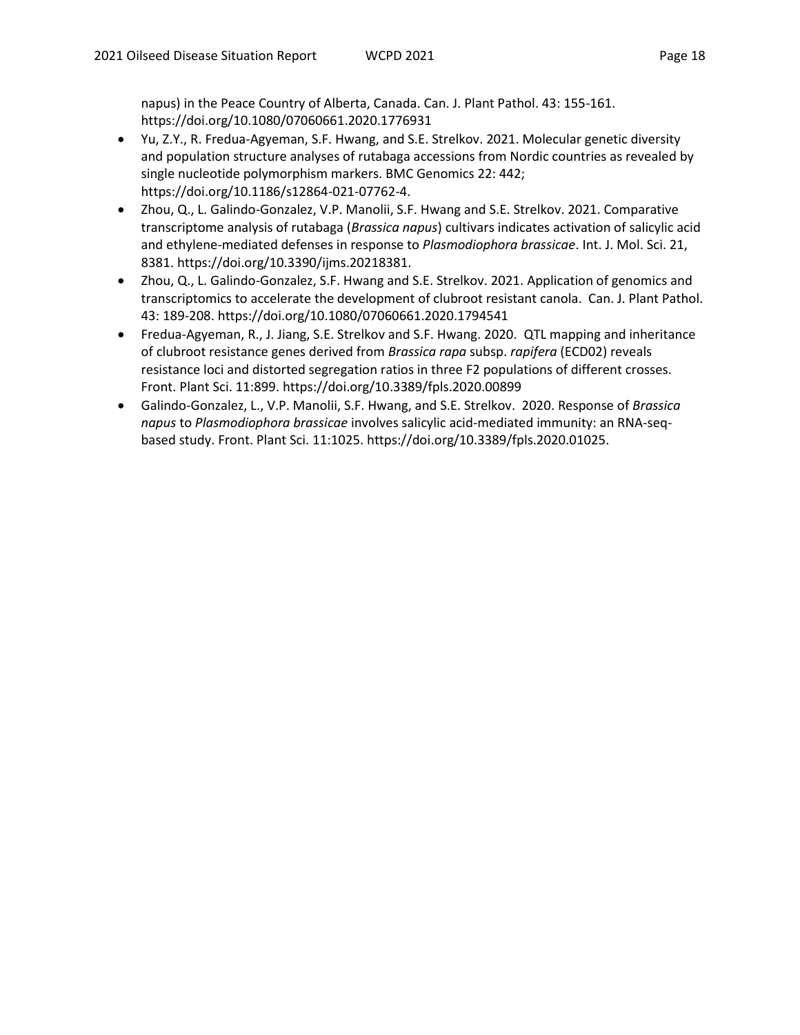napus) in the Peace Country of Alberta, Canada. Can. J. Plant Pathol. 43: 155-161. https://doi.org/10.1080/07060661.2020.1776931

- Yu, Z.Y., R. Fredua-Agyeman, S.F. Hwang, and S.E. Strelkov. 2021. Molecular genetic diversity and population structure analyses of rutabaga accessions from Nordic countries as revealed by single nucleotide polymorphism markers. BMC Genomics 22: 442; https://doi.org/10.1186/s12864-021-07762-4.
- Zhou, Q., L. Galindo-Gonzalez, V.P. Manolii, S.F. Hwang and S.E. Strelkov. 2021. Comparative transcriptome analysis of rutabaga (*Brassica napus*) cultivars indicates activation of salicylic acid and ethylene-mediated defenses in response to *Plasmodiophora brassicae*. Int. J. Mol. Sci. 21, 8381. https://doi.org/10.3390/ijms.20218381.
- Zhou, Q., L. Galindo-Gonzalez, S.F. Hwang and S.E. Strelkov. 2021. Application of genomics and transcriptomics to accelerate the development of clubroot resistant canola. Can. J. Plant Pathol. 43: 189-208. https://doi.org/10.1080/07060661.2020.1794541
- Fredua-Agyeman, R., J. Jiang, S.E. Strelkov and S.F. Hwang. 2020. QTL mapping and inheritance of clubroot resistance genes derived from *Brassica rapa* subsp. *rapifera* (ECD02) reveals resistance loci and distorted segregation ratios in three F2 populations of different crosses. Front. Plant Sci. 11:899. https://doi.org/10.3389/fpls.2020.00899
- Galindo-Gonzalez, L., V.P. Manolii, S.F. Hwang, and S.E. Strelkov. 2020. Response of *Brassica napus* to *Plasmodiophora brassicae* involves salicylic acid-mediated immunity: an RNA-seq-based study. Front. Plant Sci. 11:1025. https://doi.org/10.3389/fpls.2020.01025.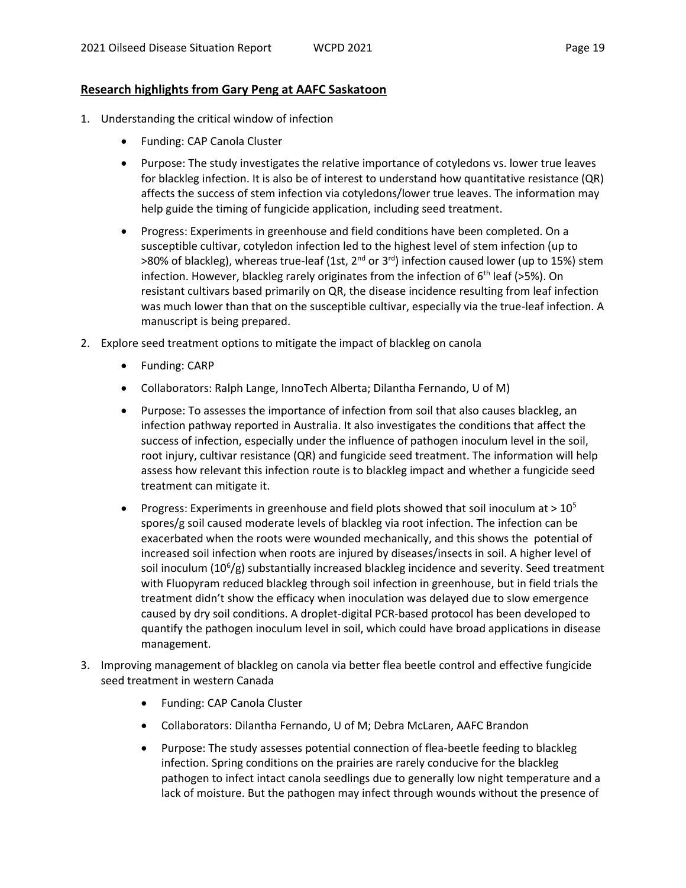**Research highlights from Gary Peng at AAFC Saskatoon**

1. Understanding the critical window of infection
    - Funding: CAP Canola Cluster
    - Purpose: The study investigates the relative importance of cotyledons vs. lower true leaves for blackleg infection. It is also be of interest to understand how quantitative resistance (QR) affects the success of stem infection via cotyledons/lower true leaves. The information may help guide the timing of fungicide application, including seed treatment.
    - Progress: Experiments in greenhouse and field conditions have been completed. On a susceptible cultivar, cotyledon infection led to the highest level of stem infection (up to >80% of blackleg), whereas true-leaf (1st, 2nd or 3rd) infection caused lower (up to 15%) stem infection. However, blackleg rarely originates from the infection of 6th leaf (>5%). On resistant cultivars based primarily on QR, the disease incidence resulting from leaf infection was much lower than that on the susceptible cultivar, especially via the true-leaf infection. A manuscript is being prepared.
2. Explore seed treatment options to mitigate the impact of blackleg on canola
    - Funding: CARP
    - Collaborators: Ralph Lange, InnoTech Alberta; Dilantha Fernando, U of M)
    - Purpose: To assesses the importance of infection from soil that also causes blackleg, an infection pathway reported in Australia. It also investigates the conditions that affect the success of infection, especially under the influence of pathogen inoculum level in the soil, root injury, cultivar resistance (QR) and fungicide seed treatment. The information will help assess how relevant this infection route is to blackleg impact and whether a fungicide seed treatment can mitigate it.
    - Progress: Experiments in greenhouse and field plots showed that soil inoculum at > $10^5$ spores/g soil caused moderate levels of blackleg via root infection. The infection can be exacerbated when the roots were wounded mechanically, and this shows the potential of increased soil infection when roots are injured by diseases/insects in soil. A higher level of soil inoculum ($10^6$/g) substantially increased blackleg incidence and severity. Seed treatment with Fluopyram reduced blackleg through soil infection in greenhouse, but in field trials the treatment didn't show the efficacy when inoculation was delayed due to slow emergence caused by dry soil conditions. A droplet-digital PCR-based protocol has been developed to quantify the pathogen inoculum level in soil, which could have broad applications in disease management.
3. Improving management of blackleg on canola via better flea beetle control and effective fungicide seed treatment in western Canada
    - Funding: CAP Canola Cluster
    - Collaborators: Dilantha Fernando, U of M; Debra McLaren, AAFC Brandon
    - Purpose: The study assesses potential connection of flea-beetle feeding to blackleg infection. Spring conditions on the prairies are rarely conducive for the blackleg pathogen to infect intact canola seedlings due to generally low night temperature and a lack of moisture. But the pathogen may infect through wounds without the presence of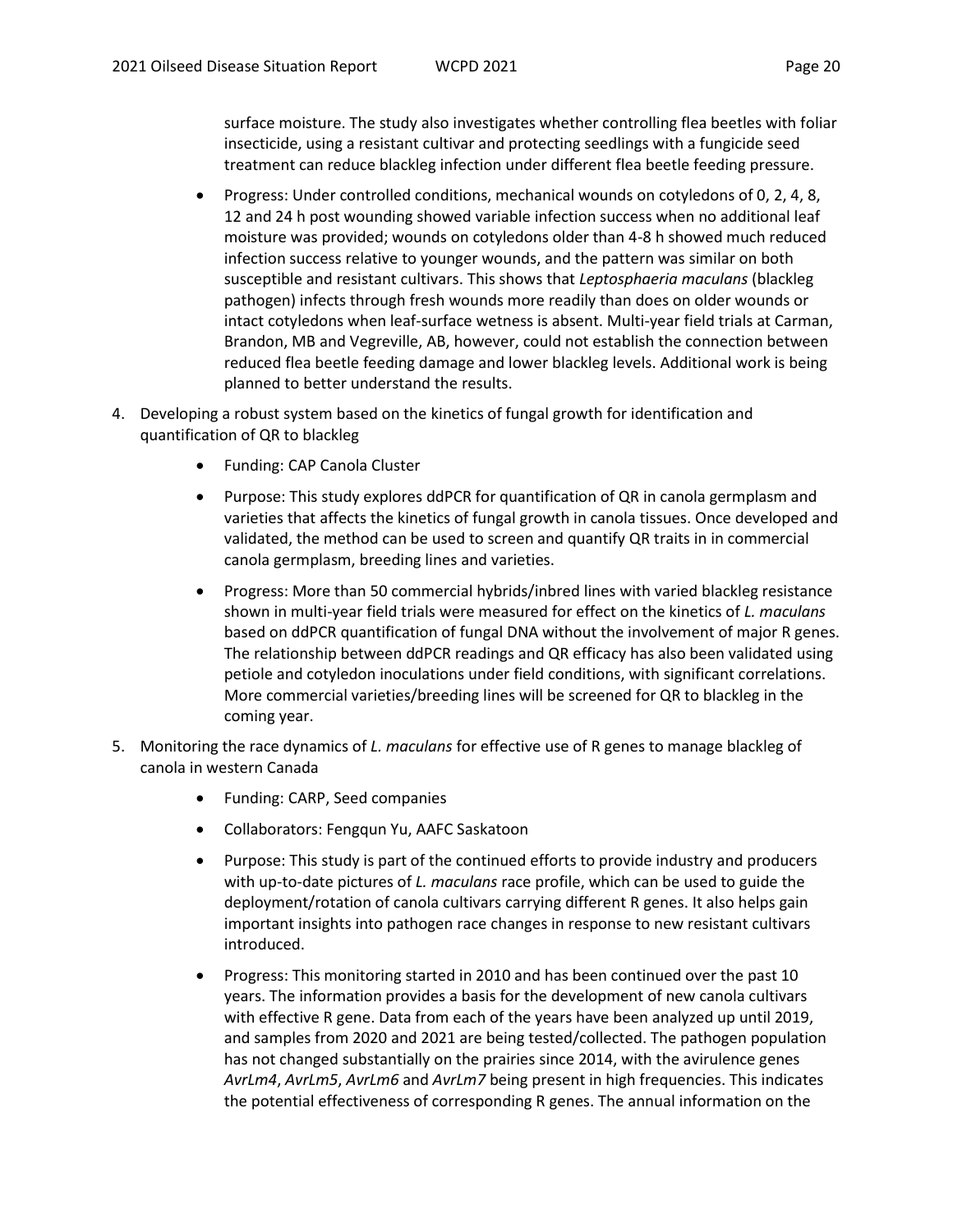surface moisture. The study also investigates whether controlling flea beetles with foliar insecticide, using a resistant cultivar and protecting seedlings with a fungicide seed treatment can reduce blackleg infection under different flea beetle feeding pressure.

- Progress: Under controlled conditions, mechanical wounds on cotyledons of 0, 2, 4, 8, 12 and 24 h post wounding showed variable infection success when no additional leaf moisture was provided; wounds on cotyledons older than 4-8 h showed much reduced infection success relative to younger wounds, and the pattern was similar on both susceptible and resistant cultivars. This shows that *Leptosphaeria maculans* (blackleg pathogen) infects through fresh wounds more readily than does on older wounds or intact cotyledons when leaf-surface wetness is absent. Multi-year field trials at Carman, Brandon, MB and Vegreville, AB, however, could not establish the connection between reduced flea beetle feeding damage and lower blackleg levels. Additional work is being planned to better understand the results.

4. Developing a robust system based on the kinetics of fungal growth for identification and quantification of QR to blackleg

    - Funding: CAP Canola Cluster
    - Purpose: This study explores ddPCR for quantification of QR in canola germplasm and varieties that affects the kinetics of fungal growth in canola tissues. Once developed and validated, the method can be used to screen and quantify QR traits in in commercial canola germplasm, breeding lines and varieties.
    - Progress: More than 50 commercial hybrids/inbred lines with varied blackleg resistance shown in multi-year field trials were measured for effect on the kinetics of *L. maculans* based on ddPCR quantification of fungal DNA without the involvement of major R genes. The relationship between ddPCR readings and QR efficacy has also been validated using petiole and cotyledon inoculations under field conditions, with significant correlations. More commercial varieties/breeding lines will be screened for QR to blackleg in the coming year.

5. Monitoring the race dynamics of *L. maculans* for effective use of R genes to manage blackleg of canola in western Canada

    - Funding: CARP, Seed companies
    - Collaborators: Fengqun Yu, AAFC Saskatoon
    - Purpose: This study is part of the continued efforts to provide industry and producers with up-to-date pictures of *L. maculans* race profile, which can be used to guide the deployment/rotation of canola cultivars carrying different R genes. It also helps gain important insights into pathogen race changes in response to new resistant cultivars introduced.
    - Progress: This monitoring started in 2010 and has been continued over the past 10 years. The information provides a basis for the development of new canola cultivars with effective R gene. Data from each of the years have been analyzed up until 2019, and samples from 2020 and 2021 are being tested/collected. The pathogen population has not changed substantially on the prairies since 2014, with the avirulence genes *AvrLm4*, *AvrLm5*, *AvrLm6* and *AvrLm7* being present in high frequencies. This indicates the potential effectiveness of corresponding R genes. The annual information on the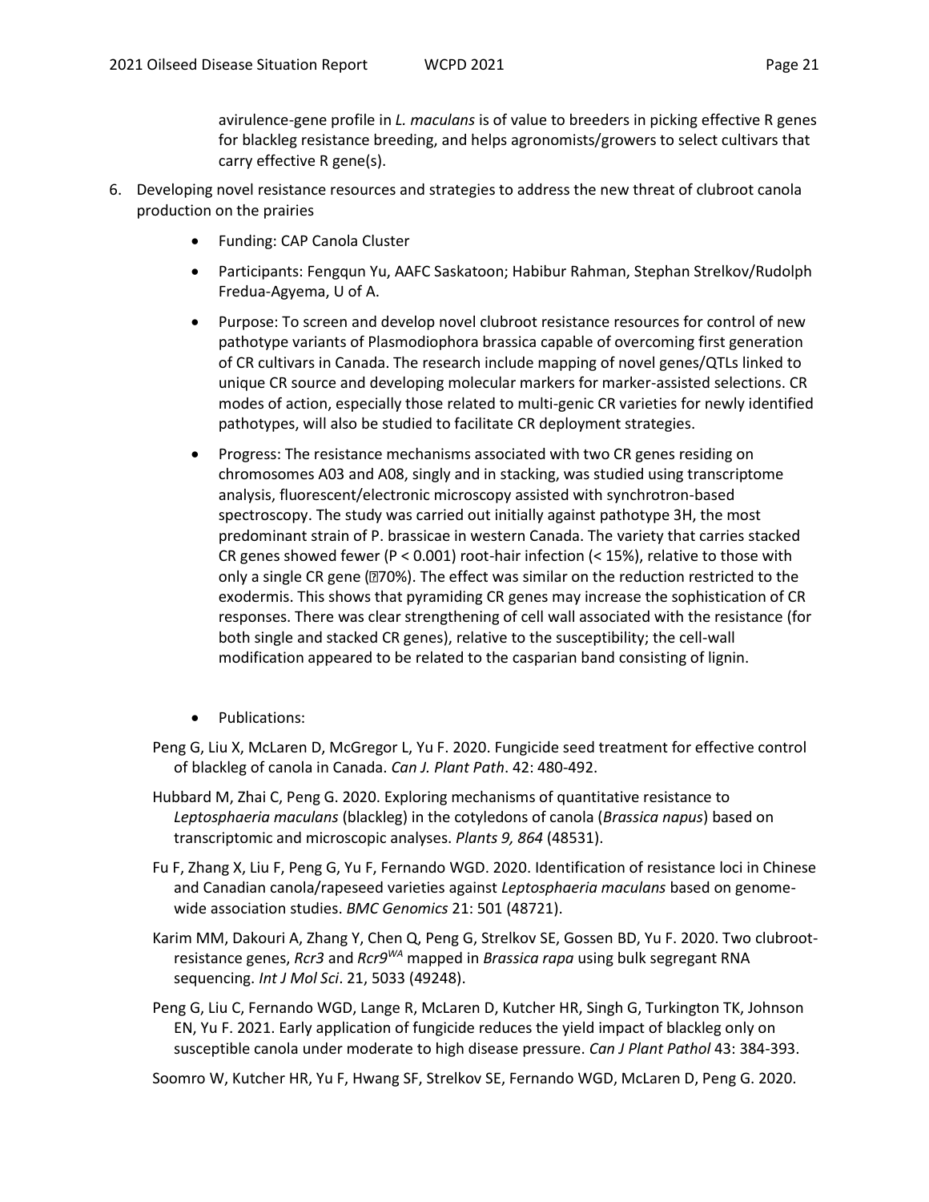avirulence-gene profile in *L. maculans* is of value to breeders in picking effective R genes for blackleg resistance breeding, and helps agronomists/growers to select cultivars that carry effective R gene(s).

6. Developing novel resistance resources and strategies to address the new threat of clubroot canola production on the prairies

    - Funding: CAP Canola Cluster
    - Participants: Fengqun Yu, AAFC Saskatoon; Habibur Rahman, Stephan Strelkov/Rudolph Fredua-Agyema, U of A.
    - Purpose: To screen and develop novel clubroot resistance resources for control of new pathotype variants of Plasmodiophora brassica capable of overcoming first generation of CR cultivars in Canada. The research include mapping of novel genes/QTLs linked to unique CR source and developing molecular markers for marker-assisted selections. CR modes of action, especially those related to multi-genic CR varieties for newly identified pathotypes, will also be studied to facilitate CR deployment strategies.
    - Progress: The resistance mechanisms associated with two CR genes residing on chromosomes A03 and A08, singly and in stacking, was studied using transcriptome analysis, fluorescent/electronic microscopy assisted with synchrotron-based spectroscopy. The study was carried out initially against pathotype 3H, the most predominant strain of P. brassicae in western Canada. The variety that carries stacked CR genes showed fewer ($P < 0.001$) root-hair infection (< 15%), relative to those with only a single CR gene (70%). The effect was similar on the reduction restricted to the exodermis. This shows that pyramiding CR genes may increase the sophistication of CR responses. There was clear strengthening of cell wall associated with the resistance (for both single and stacked CR genes), relative to the susceptibility; the cell-wall modification appeared to be related to the casparian band consisting of lignin.
    - Publications:

Peng G, Liu X, McLaren D, McGregor L, Yu F. 2020. Fungicide seed treatment for effective control of blackleg of canola in Canada. *Can J. Plant Path*. 42: 480-492.

Hubbard M, Zhai C, Peng G. 2020. Exploring mechanisms of quantitative resistance to *Leptosphaeria maculans* (blackleg) in the cotyledons of canola (*Brassica napus*) based on transcriptomic and microscopic analyses. *Plants 9, 864* (48531).

Fu F, Zhang X, Liu F, Peng G, Yu F, Fernando WGD. 2020. Identification of resistance loci in Chinese and Canadian canola/rapeseed varieties against *Leptosphaeria maculans* based on genome-wide association studies. *BMC Genomics* 21: 501 (48721).

Karim MM, Dakouri A, Zhang Y, Chen Q, Peng G, Strelkov SE, Gossen BD, Yu F. 2020. Two clubroot-resistance genes, *Rcr3* and *Rcr9*$^{WA}$ mapped in *Brassica rapa* using bulk segregant RNA sequencing. *Int J Mol Sci*. 21, 5033 (49248).

Peng G, Liu C, Fernando WGD, Lange R, McLaren D, Kutcher HR, Singh G, Turkington TK, Johnson EN, Yu F. 2021. Early application of fungicide reduces the yield impact of blackleg only on susceptible canola under moderate to high disease pressure. *Can J Plant Pathol* 43: 384-393.

Soomro W, Kutcher HR, Yu F, Hwang SF, Strelkov SE, Fernando WGD, McLaren D, Peng G. 2020.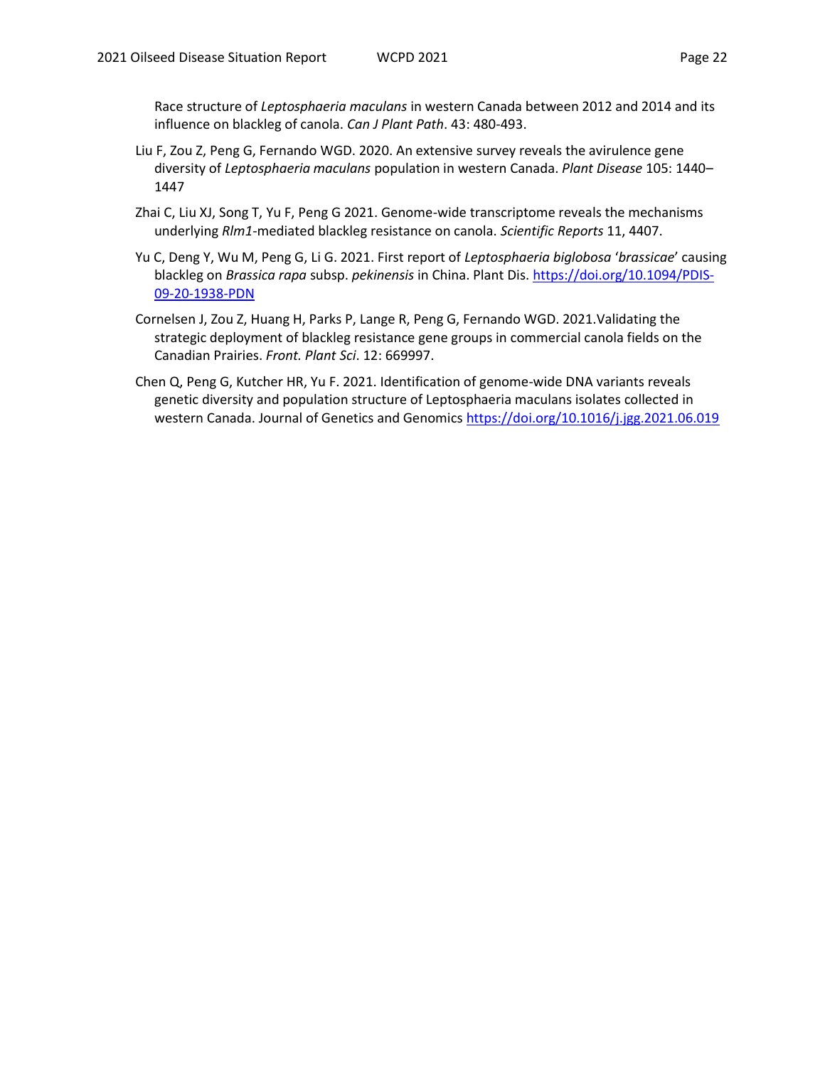Race structure of *Leptosphaeria maculans* in western Canada between 2012 and 2014 and its influence on blackleg of canola. *Can J Plant Path*. 43: 480-493.

Liu F, Zou Z, Peng G, Fernando WGD. 2020. An extensive survey reveals the avirulence gene diversity of *Leptosphaeria maculans* population in western Canada. *Plant Disease* 105: 1440–1447

Zhai C, Liu XJ, Song T, Yu F, Peng G 2021. Genome-wide transcriptome reveals the mechanisms underlying *Rlm1*-mediated blackleg resistance on canola. *Scientific Reports* 11, 4407.

Yu C, Deng Y, Wu M, Peng G, Li G. 2021. First report of *Leptosphaeria biglobosa* '*brassicae*' causing blackleg on *Brassica rapa* subsp. *pekinensis* in China. Plant Dis. https://doi.org/10.1094/PDIS-09-20-1938-PDN

Cornelsen J, Zou Z, Huang H, Parks P, Lange R, Peng G, Fernando WGD. 2021.Validating the strategic deployment of blackleg resistance gene groups in commercial canola fields on the Canadian Prairies. *Front. Plant Sci*. 12: 669997.

Chen Q, Peng G, Kutcher HR, Yu F. 2021. Identification of genome-wide DNA variants reveals genetic diversity and population structure of Leptosphaeria maculans isolates collected in western Canada. Journal of Genetics and Genomics https://doi.org/10.1016/j.jgg.2021.06.019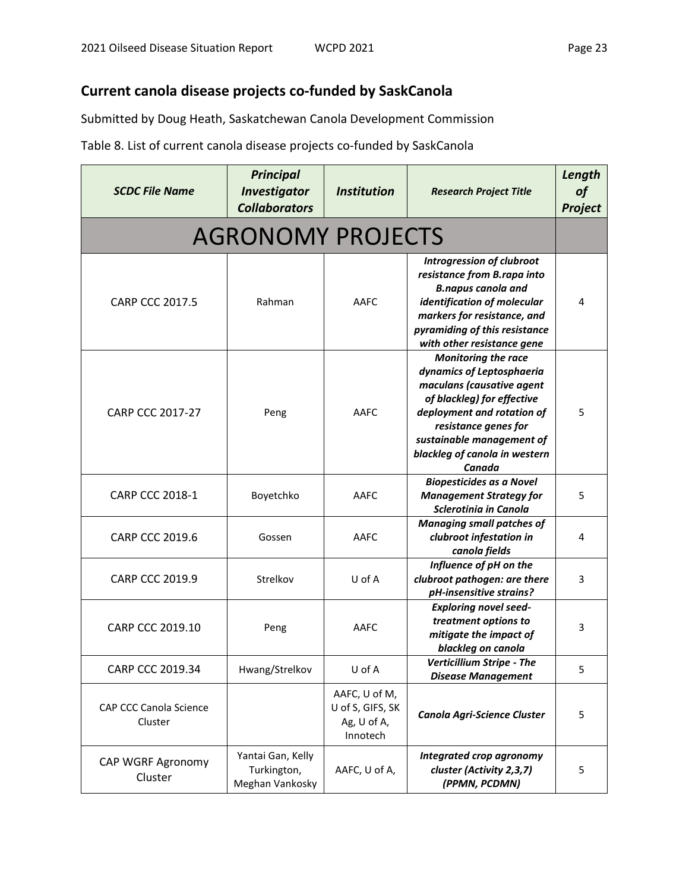## Current canola disease projects co-funded by SaskCanola

Submitted by Doug Heath, Saskatchewan Canola Development Commission

Table 8. List of current canola disease projects co-funded by SaskCanola

| ***SCDC File Name*** | ***Principal Investigator Collaborators*** | ***Institution*** | ***Research Project Title*** | ***Length of Project*** |
|---|---|---|---|---|
| AGRONOMY PROJECTS | | | | |
| CARP CCC 2017.5 | Rahman | AAFC | ***Introgression of clubroot resistance from B.rapa into B.napus canola and identification of molecular markers for resistance, and pyramiding of this resistance with other resistance gene*** | 4 |
| CARP CCC 2017-27 | Peng | AAFC | ***Monitoring the race dynamics of Leptosphaeria maculans (causative agent of blackleg) for effective deployment and rotation of resistance genes for sustainable management of blackleg of canola in western Canada*** | 5 |
| CARP CCC 2018-1 | Boyetchko | AAFC | ***Biopesticides as a Novel Management Strategy for Sclerotinia in Canola*** | 5 |
| CARP CCC 2019.6 | Gossen | AAFC | ***Managing small patches of clubroot infestation in canola fields*** | 4 |
| CARP CCC 2019.9 | Strelkov | U of A | ***Influence of pH on the clubroot pathogen: are there pH-insensitive strains?*** | 3 |
| CARP CCC 2019.10 | Peng | AAFC | ***Exploring novel seed-treatment options to mitigate the impact of blackleg on canola*** | 3 |
| CARP CCC 2019.34 | Hwang/Strelkov | U of A | ***Verticillium Stripe - The Disease Management*** | 5 |
| CAP CCC Canola Science Cluster | | AAFC, U of M, U of S, GIFS, SK Ag, U of A, Innotech | ***Canola Agri-Science Cluster*** | 5 |
| CAP WGRF Agronomy Cluster | Yantai Gan, Kelly Turkington, Meghan Vankosky | AAFC, U of A, | ***Integrated crop agronomy cluster (Activity 2,3,7) (PPMN, PCDMN)*** | 5 |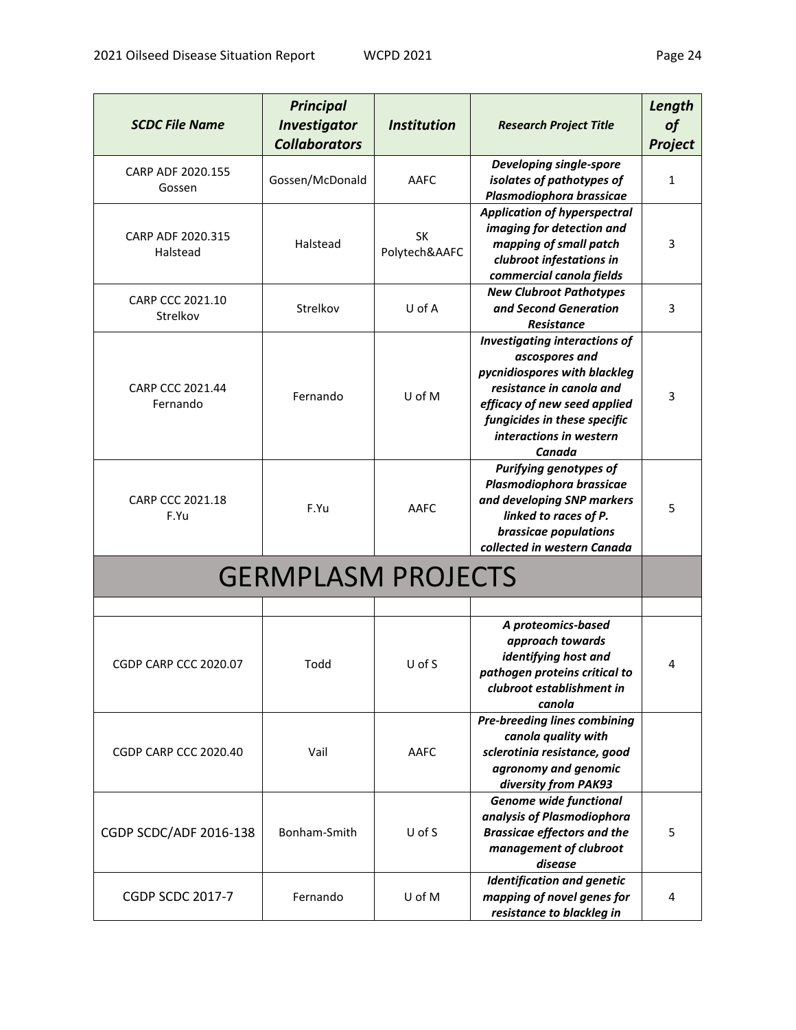| *SCDC File Name* | *Principal Investigator Collaborators* | *Institution* | *Research Project Title* | *Length of Project* |
|---|---|---|---|---|
| CARP ADF 2020.155 Gossen | Gossen/McDonald | AAFC | ***Developing single-spore isolates of pathotypes of Plasmodiophora brassicae*** | 1 |
| CARP ADF 2020.315 Halstead | Halstead | SK Polytech&AAFC | ***Application of hyperspectral imaging for detection and mapping of small patch clubroot infestations in commercial canola fields*** | 3 |
| CARP CCC 2021.10 Strelkov | Strelkov | U of A | ***New Clubroot Pathotypes and Second Generation Resistance*** | 3 |
| CARP CCC 2021.44 Fernando | Fernando | U of M | ***Investigating interactions of ascospores and pycnidiospores with blackleg resistance in canola and efficacy of new seed applied fungicides in these specific interactions in western Canada*** | 3 |
| CARP CCC 2021.18 F.Yu | F.Yu | AAFC | ***Purifying genotypes of Plasmodiophora brassicae and developing SNP markers linked to races of P. brassicae populations collected in western Canada*** | 5 |
| GERMPLASM PROJECTS | | | | |
| | | | | |
| CGDP CARP CCC 2020.07 | Todd | U of S | ***A proteomics-based approach towards identifying host and pathogen proteins critical to clubroot establishment in canola*** | 4 |
| CGDP CARP CCC 2020.40 | Vail | AAFC | ***Pre-breeding lines combining canola quality with sclerotinia resistance, good agronomy and genomic diversity from PAK93*** | |
| CGDP SCDC/ADF 2016-138 | Bonham-Smith | U of S | ***Genome wide functional analysis of Plasmodiophora Brassicae effectors and the management of clubroot disease*** | 5 |
| CGDP SCDC 2017-7 | Fernando | U of M | ***Identification and genetic mapping of novel genes for resistance to blackleg in*** | 4 |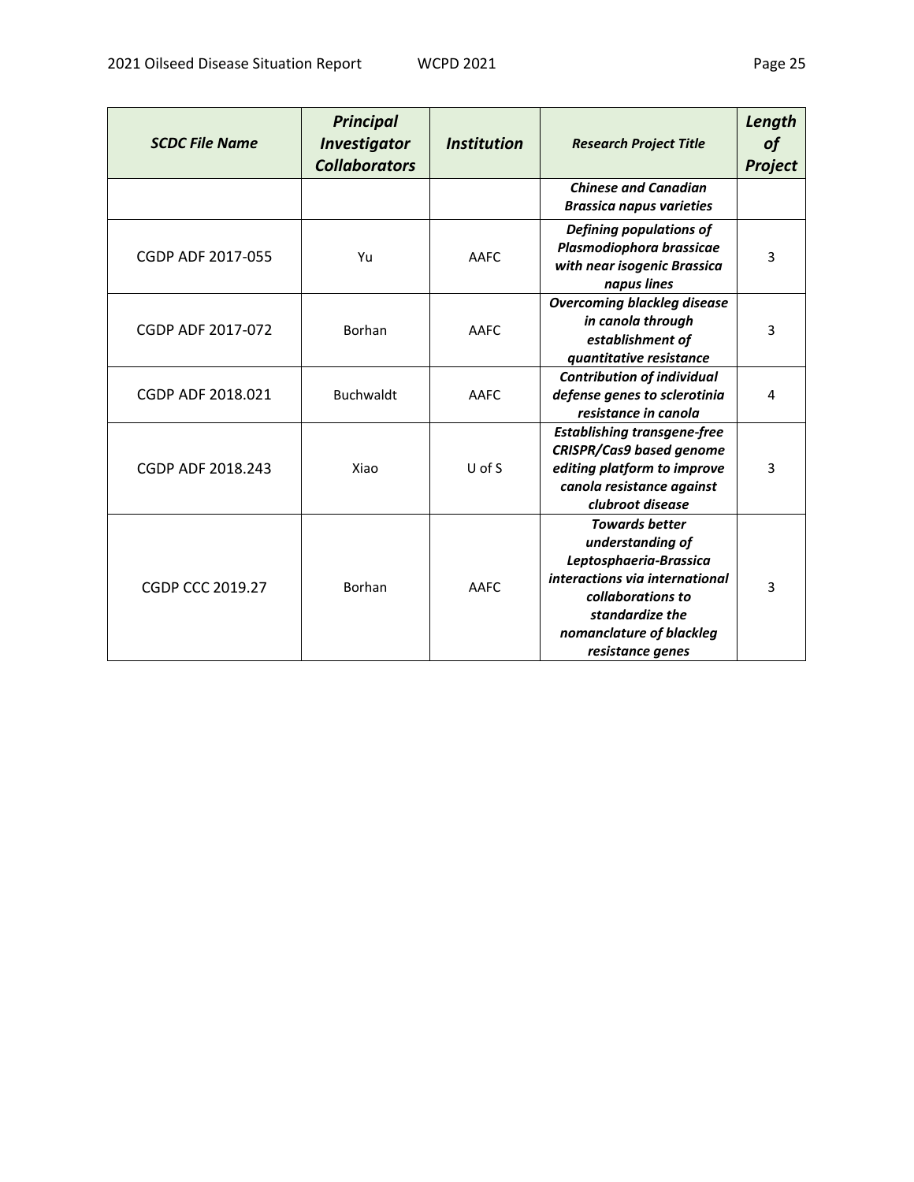| ***SCDC File Name*** | ***Principal Investigator Collaborators*** | ***Institution*** | ***Research Project Title*** | ***Length of Project*** |
|---|---|---|---|---|
| | | | ***Chinese and Canadian Brassica napus varieties*** | |
| CGDP ADF 2017-055 | Yu | AAFC | ***Defining populations of Plasmodiophora brassicae with near isogenic Brassica napus lines*** | 3 |
| CGDP ADF 2017-072 | Borhan | AAFC | ***Overcoming blackleg disease in canola through establishment of quantitative resistance*** | 3 |
| CGDP ADF 2018.021 | Buchwaldt | AAFC | ***Contribution of individual defense genes to sclerotinia resistance in canola*** | 4 |
| CGDP ADF 2018.243 | Xiao | U of S | ***Establishing transgene-free CRISPR/Cas9 based genome editing platform to improve canola resistance against clubroot disease*** | 3 |
| CGDP CCC 2019.27 | Borhan | AAFC | ***Towards better understanding of Leptosphaeria-Brassica interactions via international collaborations to standardize the nomanclature of blackleg resistance genes*** | 3 |